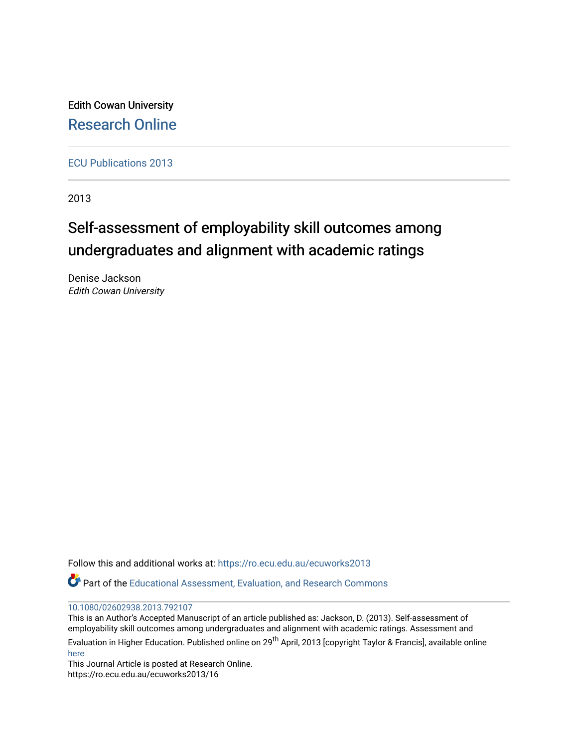Edith Cowan University

Research Online

ECU Publications 2013

2013

# Self-assessment of employability skill outcomes among undergraduates and alignment with academic ratings

Denise Jackson
*Edith Cowan University*

Follow this and additional works at: https://ro.ecu.edu.au/ecuworks2013

Part of the Educational Assessment, Evaluation, and Research Commons

10.1080/02602938.2013.792107

This is an Author's Accepted Manuscript of an article published as: Jackson, D. (2013). Self-assessment of employability skill outcomes among undergraduates and alignment with academic ratings. Assessment and Evaluation in Higher Education. Published online on 29th April, 2013 [copyright Taylor & Francis], available online here

This Journal Article is posted at Research Online.
https://ro.ecu.edu.au/ecuworks2013/16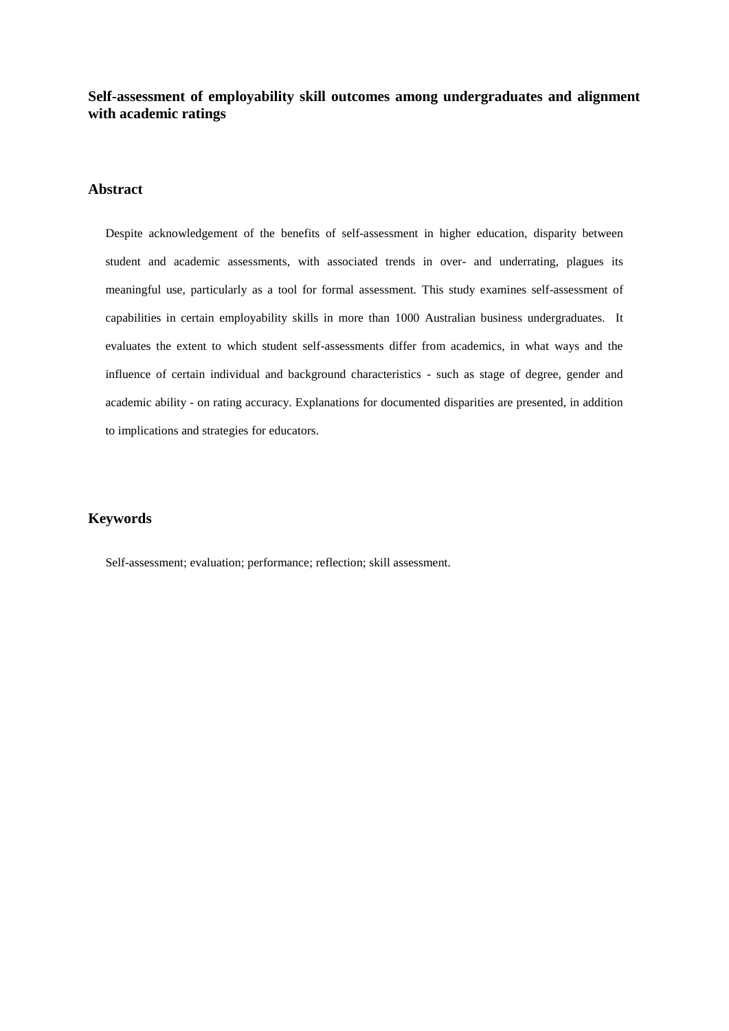# Self-assessment of employability skill outcomes among undergraduates and alignment with academic ratings

## Abstract

Despite acknowledgement of the benefits of self-assessment in higher education, disparity between student and academic assessments, with associated trends in over- and underrating, plagues its meaningful use, particularly as a tool for formal assessment. This study examines self-assessment of capabilities in certain employability skills in more than 1000 Australian business undergraduates. It evaluates the extent to which student self-assessments differ from academics, in what ways and the influence of certain individual and background characteristics - such as stage of degree, gender and academic ability - on rating accuracy. Explanations for documented disparities are presented, in addition to implications and strategies for educators.

## Keywords

Self-assessment; evaluation; performance; reflection; skill assessment.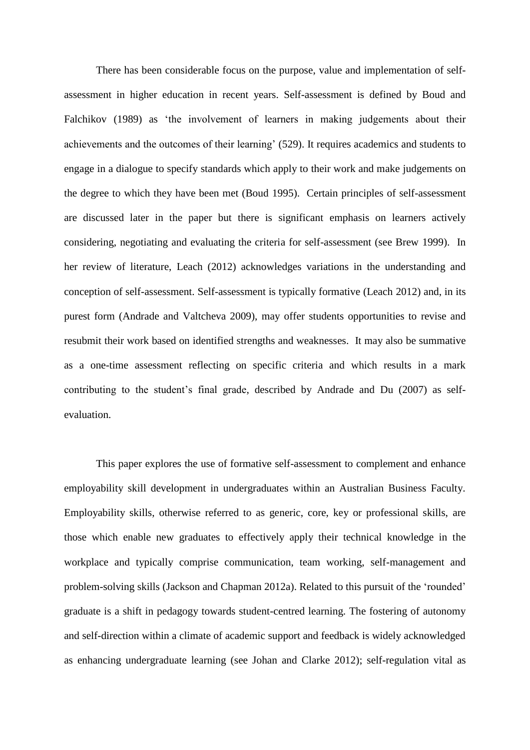There has been considerable focus on the purpose, value and implementation of self-assessment in higher education in recent years. Self-assessment is defined by Boud and Falchikov (1989) as 'the involvement of learners in making judgements about their achievements and the outcomes of their learning' (529). It requires academics and students to engage in a dialogue to specify standards which apply to their work and make judgements on the degree to which they have been met (Boud 1995). Certain principles of self-assessment are discussed later in the paper but there is significant emphasis on learners actively considering, negotiating and evaluating the criteria for self-assessment (see Brew 1999). In her review of literature, Leach (2012) acknowledges variations in the understanding and conception of self-assessment. Self-assessment is typically formative (Leach 2012) and, in its purest form (Andrade and Valtcheva 2009), may offer students opportunities to revise and resubmit their work based on identified strengths and weaknesses. It may also be summative as a one-time assessment reflecting on specific criteria and which results in a mark contributing to the student's final grade, described by Andrade and Du (2007) as self-evaluation.

This paper explores the use of formative self-assessment to complement and enhance employability skill development in undergraduates within an Australian Business Faculty. Employability skills, otherwise referred to as generic, core, key or professional skills, are those which enable new graduates to effectively apply their technical knowledge in the workplace and typically comprise communication, team working, self-management and problem-solving skills (Jackson and Chapman 2012a). Related to this pursuit of the 'rounded' graduate is a shift in pedagogy towards student-centred learning. The fostering of autonomy and self-direction within a climate of academic support and feedback is widely acknowledged as enhancing undergraduate learning (see Johan and Clarke 2012); self-regulation vital as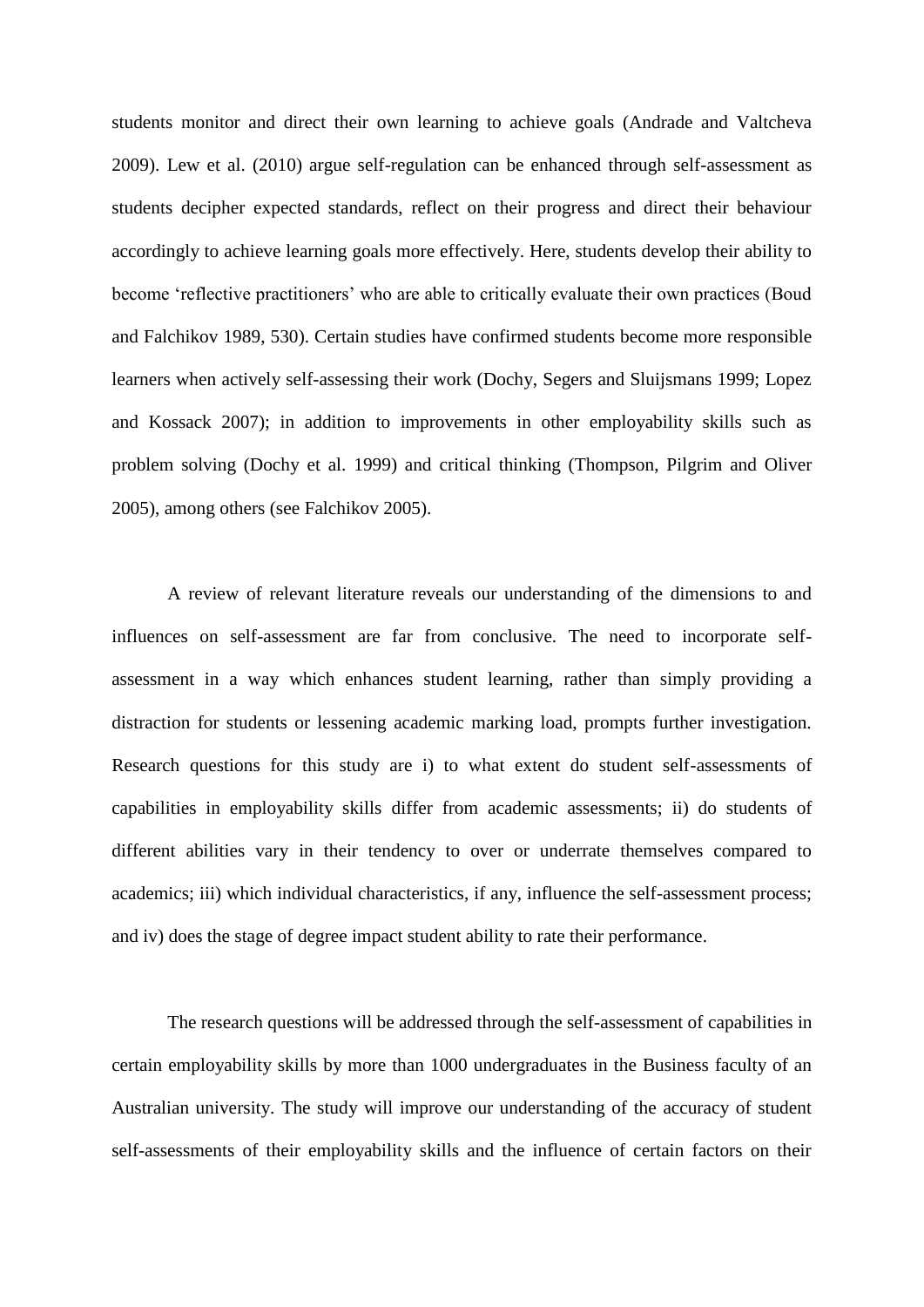students monitor and direct their own learning to achieve goals (Andrade and Valtcheva 2009). Lew et al. (2010) argue self-regulation can be enhanced through self-assessment as students decipher expected standards, reflect on their progress and direct their behaviour accordingly to achieve learning goals more effectively. Here, students develop their ability to become 'reflective practitioners' who are able to critically evaluate their own practices (Boud and Falchikov 1989, 530). Certain studies have confirmed students become more responsible learners when actively self-assessing their work (Dochy, Segers and Sluijsmans 1999; Lopez and Kossack 2007); in addition to improvements in other employability skills such as problem solving (Dochy et al. 1999) and critical thinking (Thompson, Pilgrim and Oliver 2005), among others (see Falchikov 2005).

A review of relevant literature reveals our understanding of the dimensions to and influences on self-assessment are far from conclusive. The need to incorporate self-assessment in a way which enhances student learning, rather than simply providing a distraction for students or lessening academic marking load, prompts further investigation. Research questions for this study are i) to what extent do student self-assessments of capabilities in employability skills differ from academic assessments; ii) do students of different abilities vary in their tendency to over or underrate themselves compared to academics; iii) which individual characteristics, if any, influence the self-assessment process; and iv) does the stage of degree impact student ability to rate their performance.

The research questions will be addressed through the self-assessment of capabilities in certain employability skills by more than 1000 undergraduates in the Business faculty of an Australian university. The study will improve our understanding of the accuracy of student self-assessments of their employability skills and the influence of certain factors on their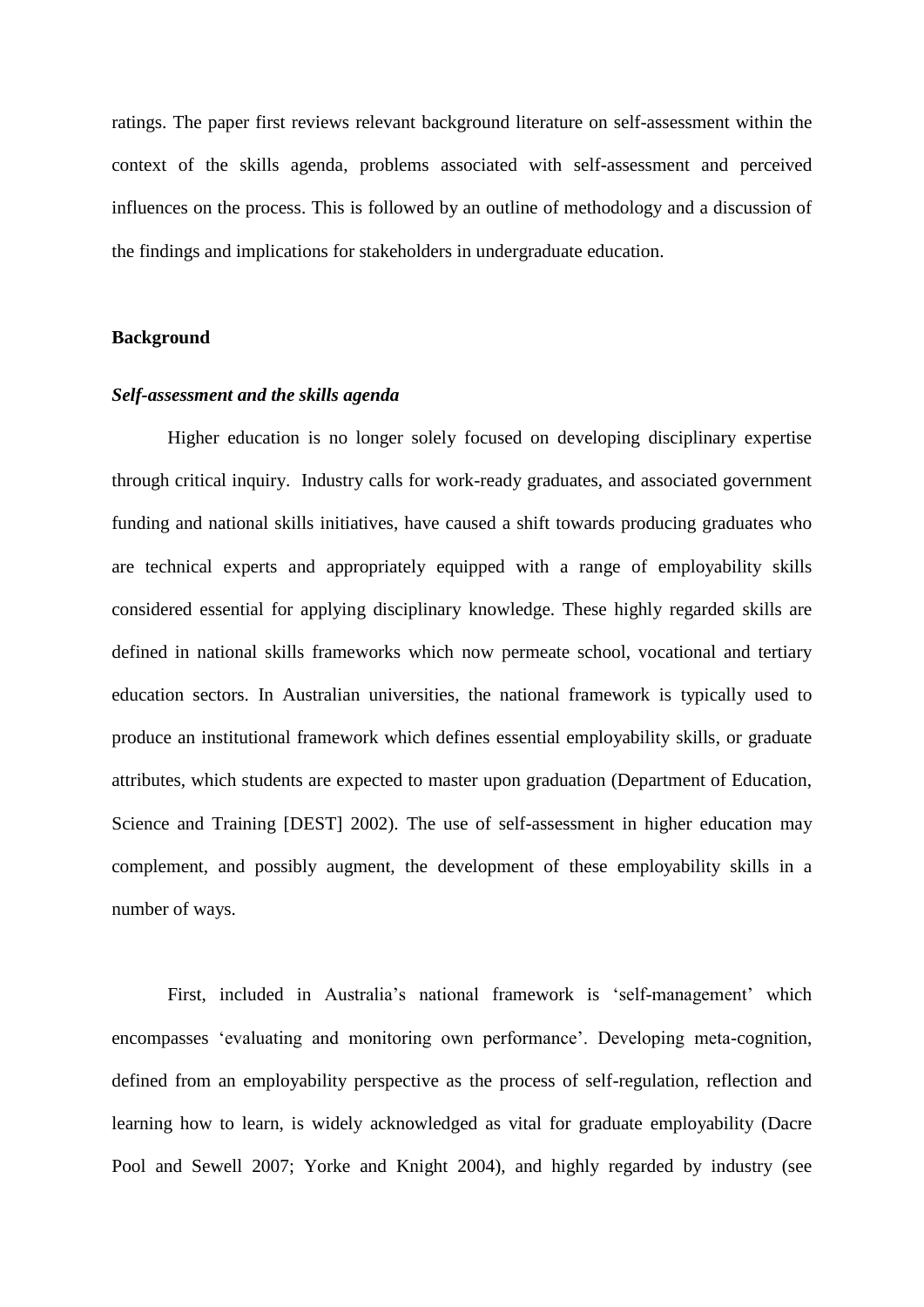ratings. The paper first reviews relevant background literature on self-assessment within the context of the skills agenda, problems associated with self-assessment and perceived influences on the process. This is followed by an outline of methodology and a discussion of the findings and implications for stakeholders in undergraduate education.

## Background

### *Self-assessment and the skills agenda*

Higher education is no longer solely focused on developing disciplinary expertise through critical inquiry. Industry calls for work-ready graduates, and associated government funding and national skills initiatives, have caused a shift towards producing graduates who are technical experts and appropriately equipped with a range of employability skills considered essential for applying disciplinary knowledge. These highly regarded skills are defined in national skills frameworks which now permeate school, vocational and tertiary education sectors. In Australian universities, the national framework is typically used to produce an institutional framework which defines essential employability skills, or graduate attributes, which students are expected to master upon graduation (Department of Education, Science and Training [DEST] 2002). The use of self-assessment in higher education may complement, and possibly augment, the development of these employability skills in a number of ways.

First, included in Australia's national framework is 'self-management' which encompasses 'evaluating and monitoring own performance'. Developing meta-cognition, defined from an employability perspective as the process of self-regulation, reflection and learning how to learn, is widely acknowledged as vital for graduate employability (Dacre Pool and Sewell 2007; Yorke and Knight 2004), and highly regarded by industry (see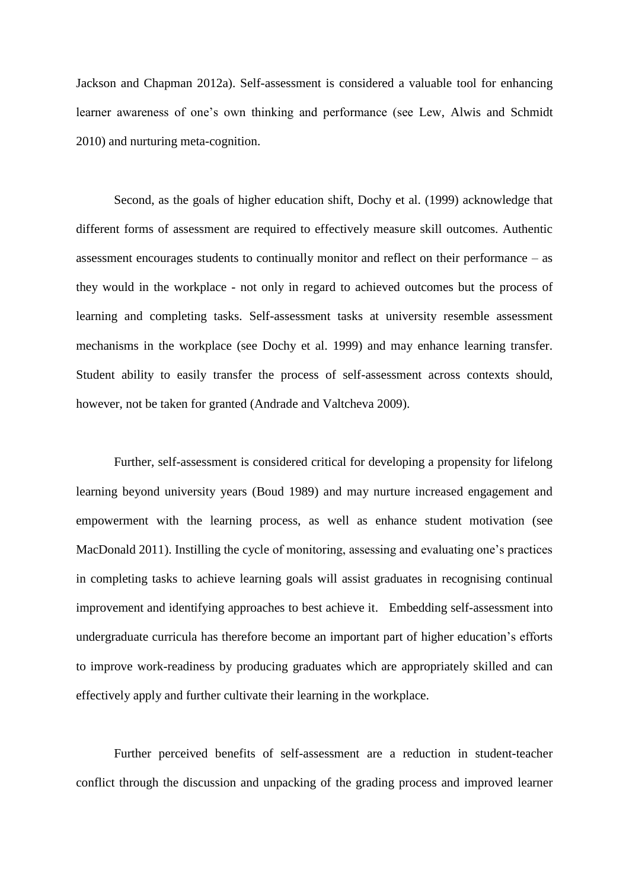Jackson and Chapman 2012a). Self-assessment is considered a valuable tool for enhancing learner awareness of one's own thinking and performance (see Lew, Alwis and Schmidt 2010) and nurturing meta-cognition.

Second, as the goals of higher education shift, Dochy et al. (1999) acknowledge that different forms of assessment are required to effectively measure skill outcomes. Authentic assessment encourages students to continually monitor and reflect on their performance – as they would in the workplace - not only in regard to achieved outcomes but the process of learning and completing tasks. Self-assessment tasks at university resemble assessment mechanisms in the workplace (see Dochy et al. 1999) and may enhance learning transfer. Student ability to easily transfer the process of self-assessment across contexts should, however, not be taken for granted (Andrade and Valtcheva 2009).

Further, self-assessment is considered critical for developing a propensity for lifelong learning beyond university years (Boud 1989) and may nurture increased engagement and empowerment with the learning process, as well as enhance student motivation (see MacDonald 2011). Instilling the cycle of monitoring, assessing and evaluating one's practices in completing tasks to achieve learning goals will assist graduates in recognising continual improvement and identifying approaches to best achieve it. Embedding self-assessment into undergraduate curricula has therefore become an important part of higher education's efforts to improve work-readiness by producing graduates which are appropriately skilled and can effectively apply and further cultivate their learning in the workplace.

Further perceived benefits of self-assessment are a reduction in student-teacher conflict through the discussion and unpacking of the grading process and improved learner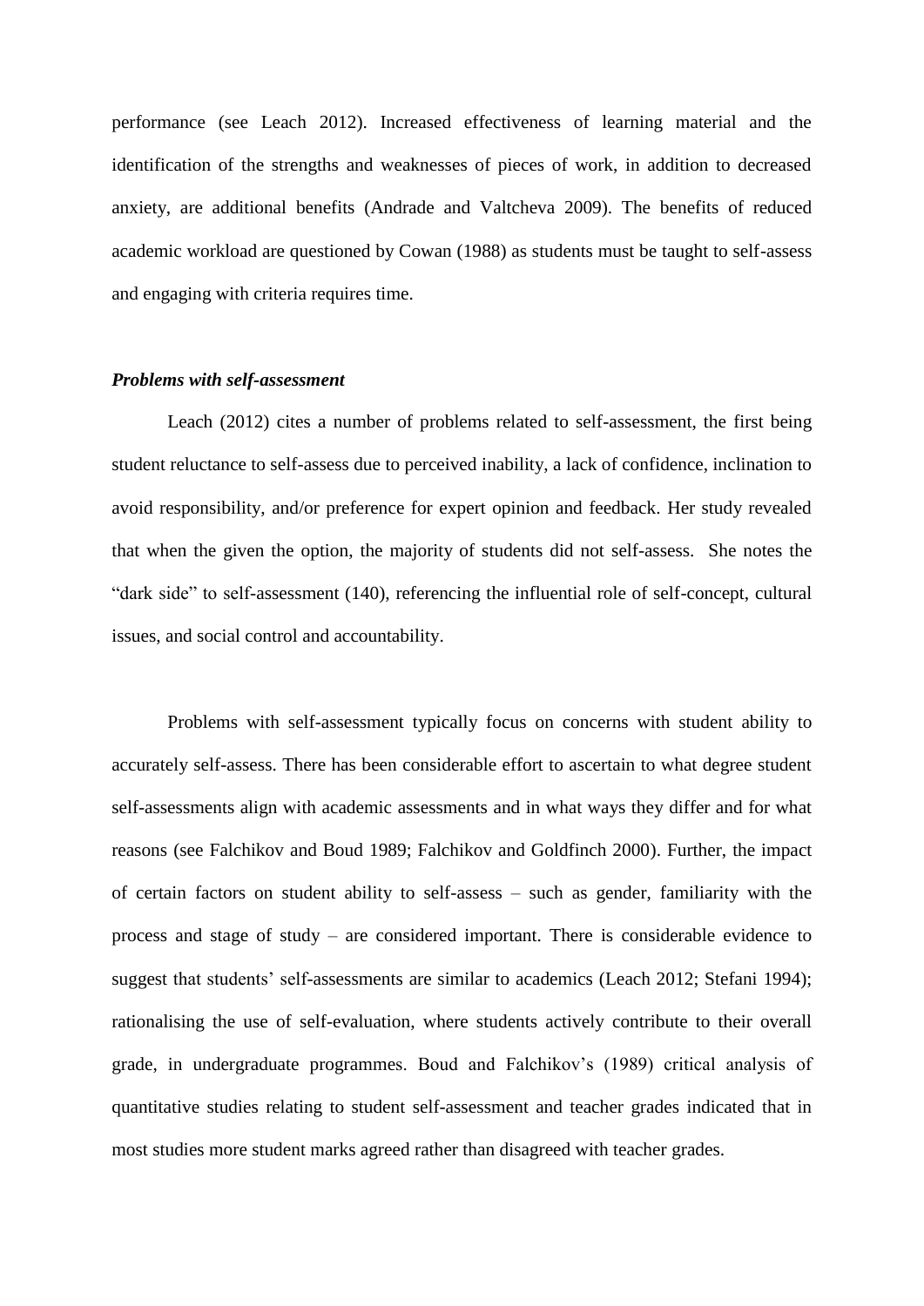performance (see Leach 2012). Increased effectiveness of learning material and the identification of the strengths and weaknesses of pieces of work, in addition to decreased anxiety, are additional benefits (Andrade and Valtcheva 2009). The benefits of reduced academic workload are questioned by Cowan (1988) as students must be taught to self-assess and engaging with criteria requires time.

***Problems with self-assessment***

Leach (2012) cites a number of problems related to self-assessment, the first being student reluctance to self-assess due to perceived inability, a lack of confidence, inclination to avoid responsibility, and/or preference for expert opinion and feedback. Her study revealed that when the given the option, the majority of students did not self-assess. She notes the "dark side" to self-assessment (140), referencing the influential role of self-concept, cultural issues, and social control and accountability.

Problems with self-assessment typically focus on concerns with student ability to accurately self-assess. There has been considerable effort to ascertain to what degree student self-assessments align with academic assessments and in what ways they differ and for what reasons (see Falchikov and Boud 1989; Falchikov and Goldfinch 2000). Further, the impact of certain factors on student ability to self-assess – such as gender, familiarity with the process and stage of study – are considered important. There is considerable evidence to suggest that students' self-assessments are similar to academics (Leach 2012; Stefani 1994); rationalising the use of self-evaluation, where students actively contribute to their overall grade, in undergraduate programmes. Boud and Falchikov's (1989) critical analysis of quantitative studies relating to student self-assessment and teacher grades indicated that in most studies more student marks agreed rather than disagreed with teacher grades.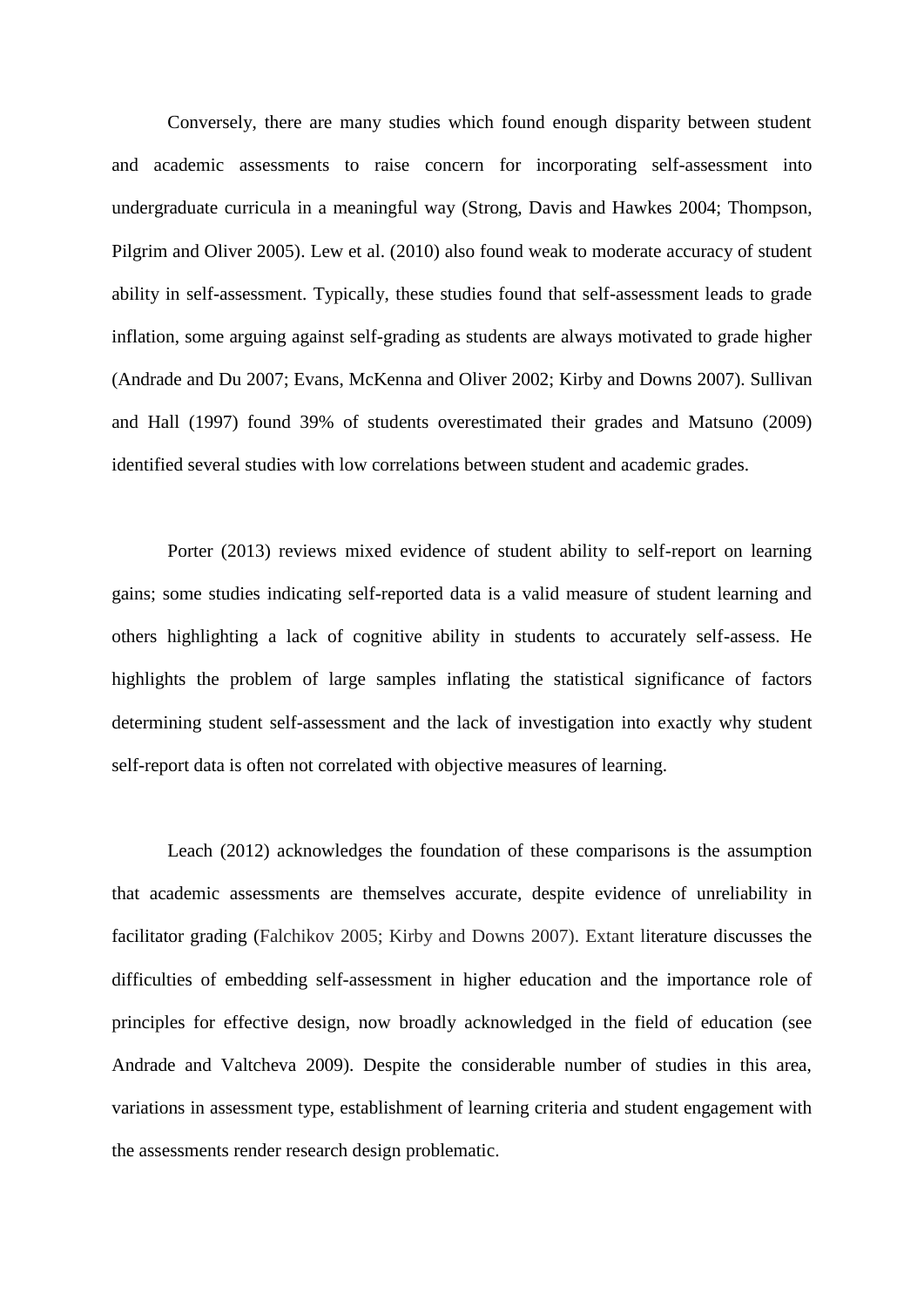Conversely, there are many studies which found enough disparity between student and academic assessments to raise concern for incorporating self-assessment into undergraduate curricula in a meaningful way (Strong, Davis and Hawkes 2004; Thompson, Pilgrim and Oliver 2005). Lew et al. (2010) also found weak to moderate accuracy of student ability in self-assessment. Typically, these studies found that self-assessment leads to grade inflation, some arguing against self-grading as students are always motivated to grade higher (Andrade and Du 2007; Evans, McKenna and Oliver 2002; Kirby and Downs 2007). Sullivan and Hall (1997) found 39% of students overestimated their grades and Matsuno (2009) identified several studies with low correlations between student and academic grades.

Porter (2013) reviews mixed evidence of student ability to self-report on learning gains; some studies indicating self-reported data is a valid measure of student learning and others highlighting a lack of cognitive ability in students to accurately self-assess. He highlights the problem of large samples inflating the statistical significance of factors determining student self-assessment and the lack of investigation into exactly why student self-report data is often not correlated with objective measures of learning.

Leach (2012) acknowledges the foundation of these comparisons is the assumption that academic assessments are themselves accurate, despite evidence of unreliability in facilitator grading (Falchikov 2005; Kirby and Downs 2007). Extant literature discusses the difficulties of embedding self-assessment in higher education and the importance role of principles for effective design, now broadly acknowledged in the field of education (see Andrade and Valtcheva 2009). Despite the considerable number of studies in this area, variations in assessment type, establishment of learning criteria and student engagement with the assessments render research design problematic.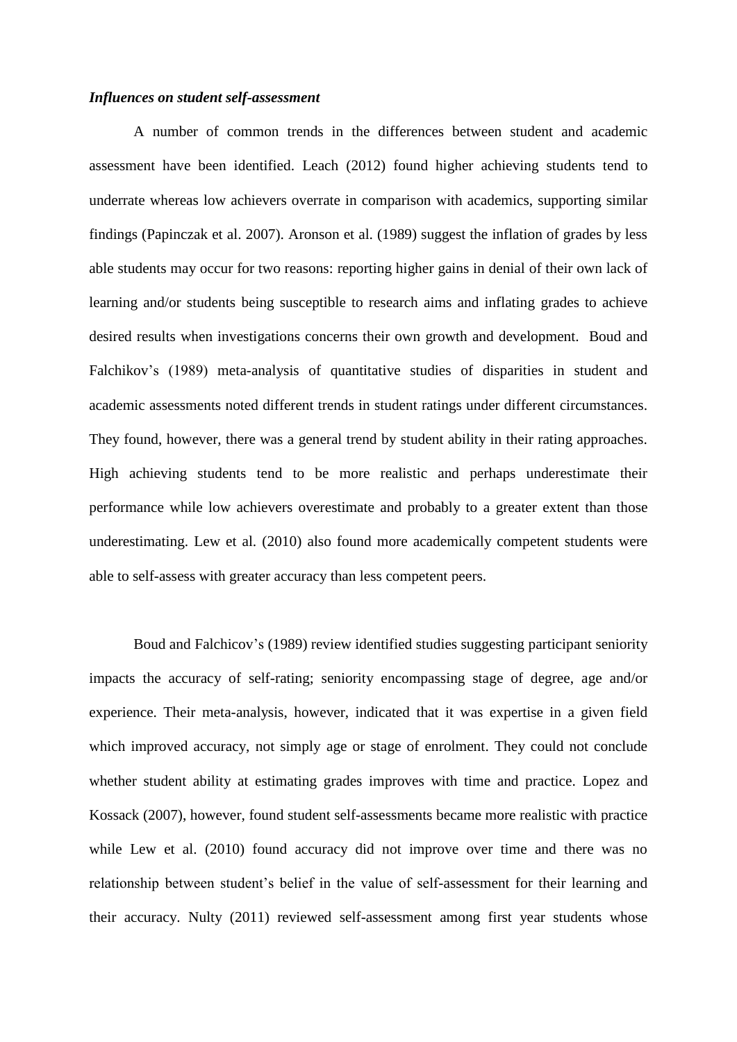***Influences on student self-assessment***

A number of common trends in the differences between student and academic assessment have been identified. Leach (2012) found higher achieving students tend to underrate whereas low achievers overrate in comparison with academics, supporting similar findings (Papinczak et al. 2007). Aronson et al. (1989) suggest the inflation of grades by less able students may occur for two reasons: reporting higher gains in denial of their own lack of learning and/or students being susceptible to research aims and inflating grades to achieve desired results when investigations concerns their own growth and development. Boud and Falchikov's (1989) meta-analysis of quantitative studies of disparities in student and academic assessments noted different trends in student ratings under different circumstances. They found, however, there was a general trend by student ability in their rating approaches. High achieving students tend to be more realistic and perhaps underestimate their performance while low achievers overestimate and probably to a greater extent than those underestimating. Lew et al. (2010) also found more academically competent students were able to self-assess with greater accuracy than less competent peers.

Boud and Falchicov's (1989) review identified studies suggesting participant seniority impacts the accuracy of self-rating; seniority encompassing stage of degree, age and/or experience. Their meta-analysis, however, indicated that it was expertise in a given field which improved accuracy, not simply age or stage of enrolment. They could not conclude whether student ability at estimating grades improves with time and practice. Lopez and Kossack (2007), however, found student self-assessments became more realistic with practice while Lew et al. (2010) found accuracy did not improve over time and there was no relationship between student's belief in the value of self-assessment for their learning and their accuracy. Nulty (2011) reviewed self-assessment among first year students whose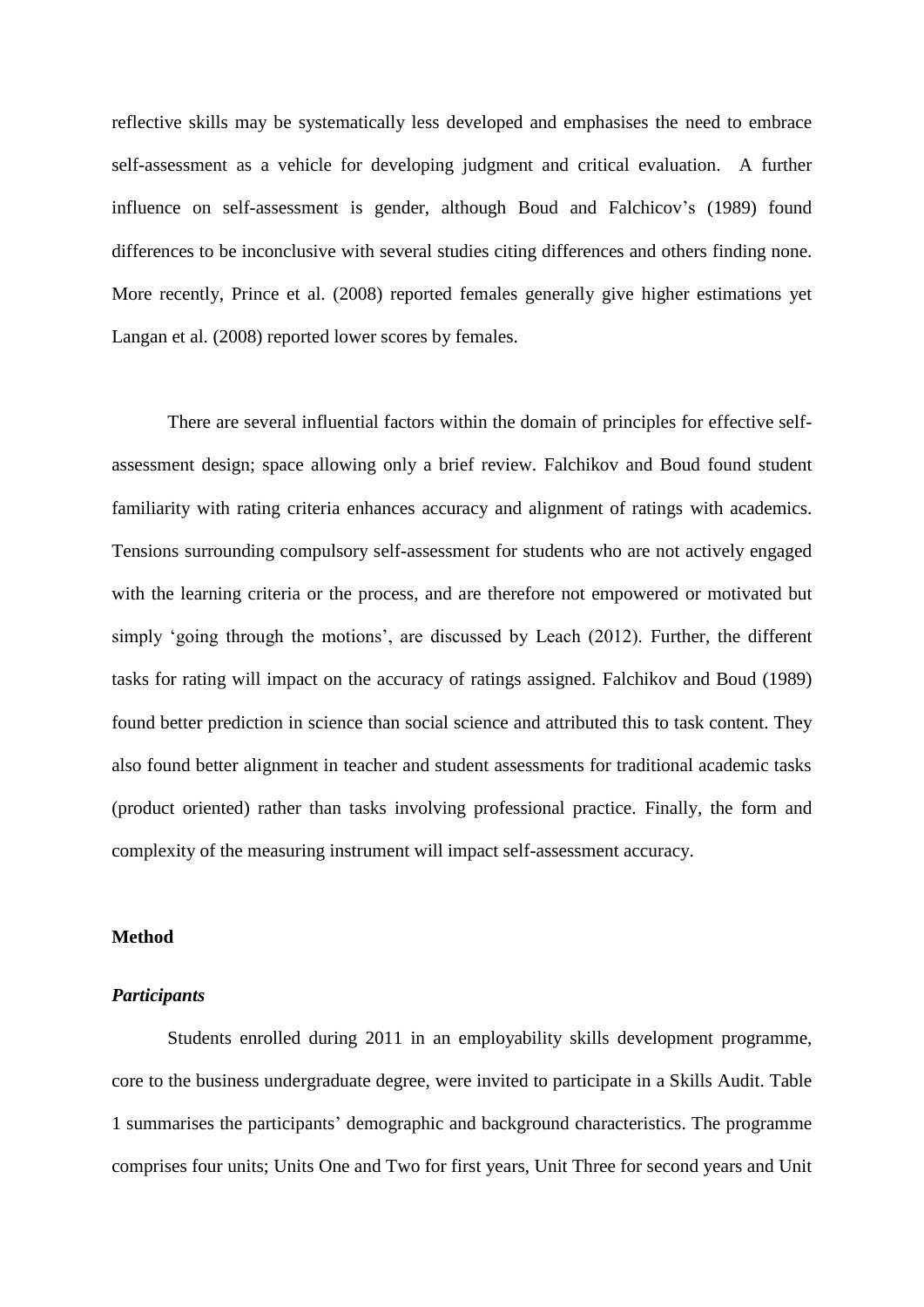reflective skills may be systematically less developed and emphasises the need to embrace self-assessment as a vehicle for developing judgment and critical evaluation. A further influence on self-assessment is gender, although Boud and Falchicov's (1989) found differences to be inconclusive with several studies citing differences and others finding none. More recently, Prince et al. (2008) reported females generally give higher estimations yet Langan et al. (2008) reported lower scores by females.

There are several influential factors within the domain of principles for effective self-assessment design; space allowing only a brief review. Falchikov and Boud found student familiarity with rating criteria enhances accuracy and alignment of ratings with academics. Tensions surrounding compulsory self-assessment for students who are not actively engaged with the learning criteria or the process, and are therefore not empowered or motivated but simply 'going through the motions', are discussed by Leach (2012). Further, the different tasks for rating will impact on the accuracy of ratings assigned. Falchikov and Boud (1989) found better prediction in science than social science and attributed this to task content. They also found better alignment in teacher and student assessments for traditional academic tasks (product oriented) rather than tasks involving professional practice. Finally, the form and complexity of the measuring instrument will impact self-assessment accuracy.

## Method

### *Participants*

Students enrolled during 2011 in an employability skills development programme, core to the business undergraduate degree, were invited to participate in a Skills Audit. Table 1 summarises the participants' demographic and background characteristics. The programme comprises four units; Units One and Two for first years, Unit Three for second years and Unit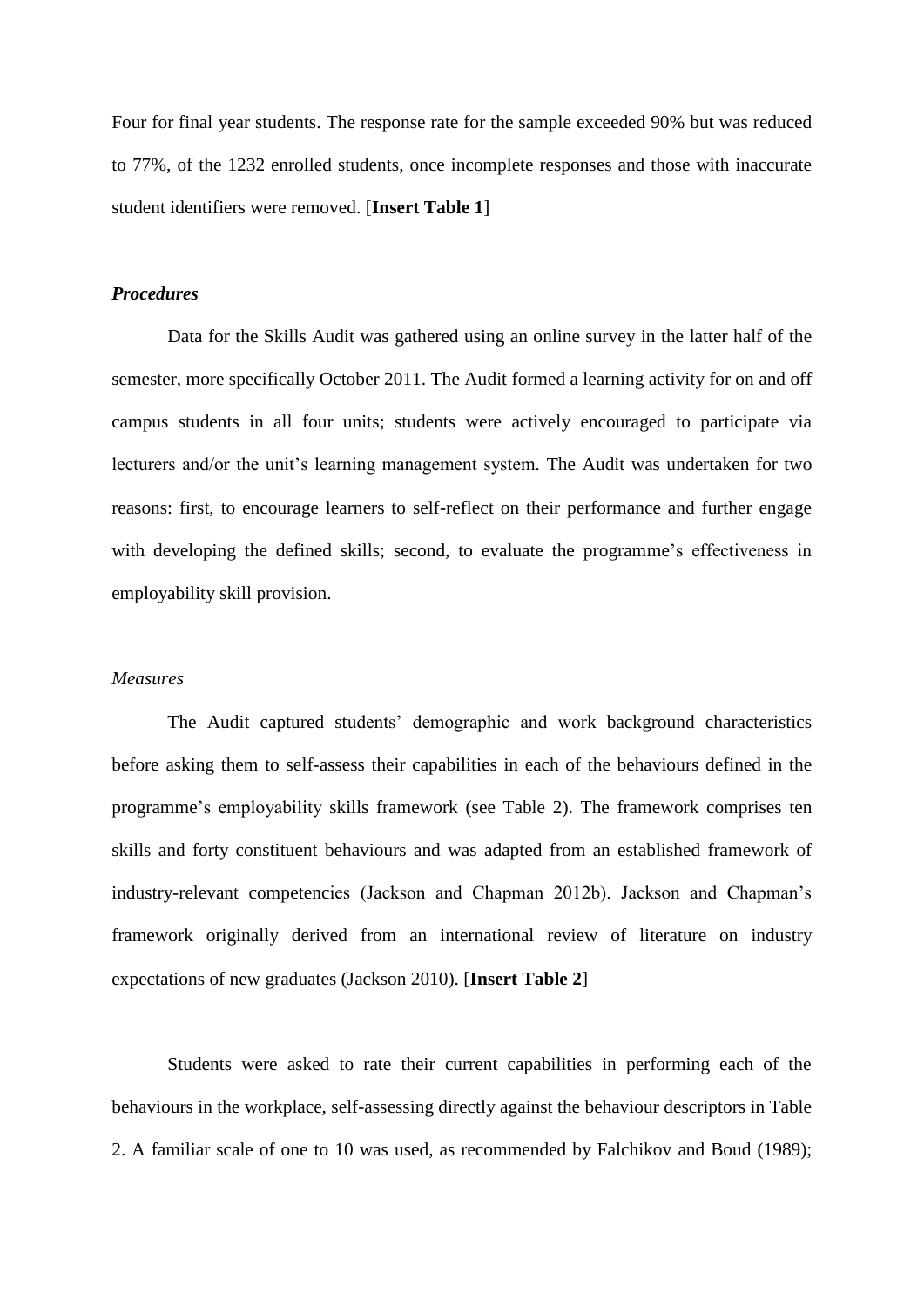Four for final year students. The response rate for the sample exceeded 90% but was reduced to 77%, of the 1232 enrolled students, once incomplete responses and those with inaccurate student identifiers were removed. [**Insert Table 1**]

### ***Procedures***

Data for the Skills Audit was gathered using an online survey in the latter half of the semester, more specifically October 2011. The Audit formed a learning activity for on and off campus students in all four units; students were actively encouraged to participate via lecturers and/or the unit's learning management system. The Audit was undertaken for two reasons: first, to encourage learners to self-reflect on their performance and further engage with developing the defined skills; second, to evaluate the programme's effectiveness in employability skill provision.

#### *Measures*

The Audit captured students' demographic and work background characteristics before asking them to self-assess their capabilities in each of the behaviours defined in the programme's employability skills framework (see Table 2). The framework comprises ten skills and forty constituent behaviours and was adapted from an established framework of industry-relevant competencies (Jackson and Chapman 2012b). Jackson and Chapman's framework originally derived from an international review of literature on industry expectations of new graduates (Jackson 2010). [**Insert Table 2**]

Students were asked to rate their current capabilities in performing each of the behaviours in the workplace, self-assessing directly against the behaviour descriptors in Table 2. A familiar scale of one to 10 was used, as recommended by Falchikov and Boud (1989);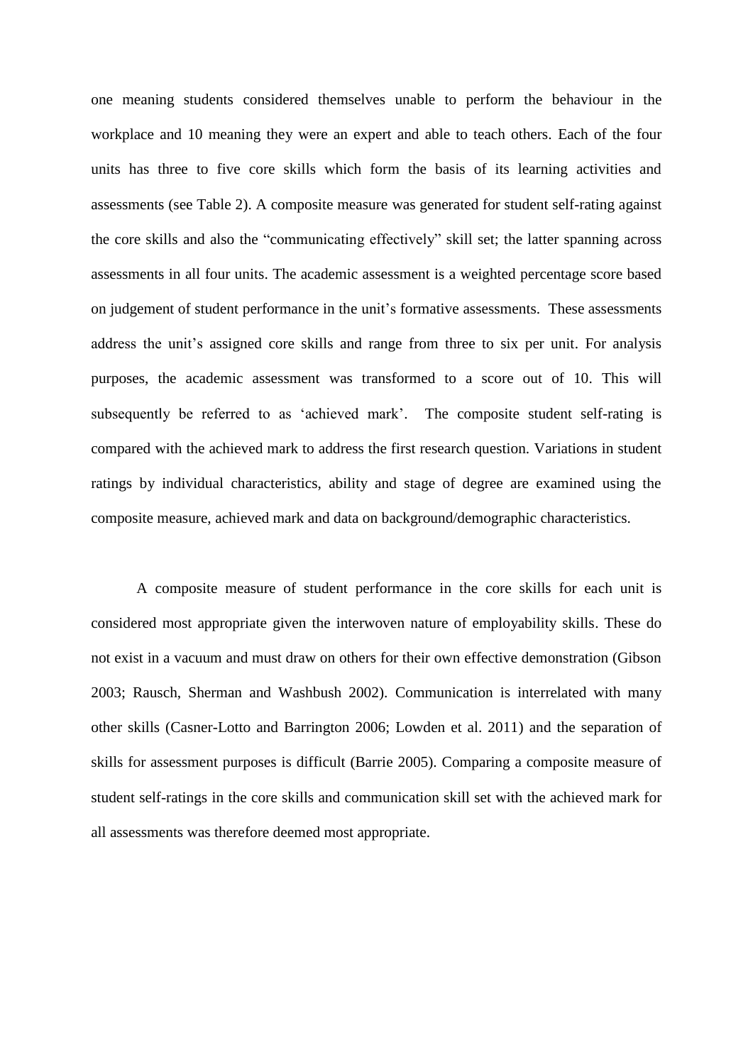one meaning students considered themselves unable to perform the behaviour in the workplace and 10 meaning they were an expert and able to teach others. Each of the four units has three to five core skills which form the basis of its learning activities and assessments (see Table 2). A composite measure was generated for student self-rating against the core skills and also the "communicating effectively" skill set; the latter spanning across assessments in all four units. The academic assessment is a weighted percentage score based on judgement of student performance in the unit's formative assessments. These assessments address the unit's assigned core skills and range from three to six per unit. For analysis purposes, the academic assessment was transformed to a score out of 10. This will subsequently be referred to as 'achieved mark'. The composite student self-rating is compared with the achieved mark to address the first research question. Variations in student ratings by individual characteristics, ability and stage of degree are examined using the composite measure, achieved mark and data on background/demographic characteristics.

A composite measure of student performance in the core skills for each unit is considered most appropriate given the interwoven nature of employability skills. These do not exist in a vacuum and must draw on others for their own effective demonstration (Gibson 2003; Rausch, Sherman and Washbush 2002). Communication is interrelated with many other skills (Casner-Lotto and Barrington 2006; Lowden et al. 2011) and the separation of skills for assessment purposes is difficult (Barrie 2005). Comparing a composite measure of student self-ratings in the core skills and communication skill set with the achieved mark for all assessments was therefore deemed most appropriate.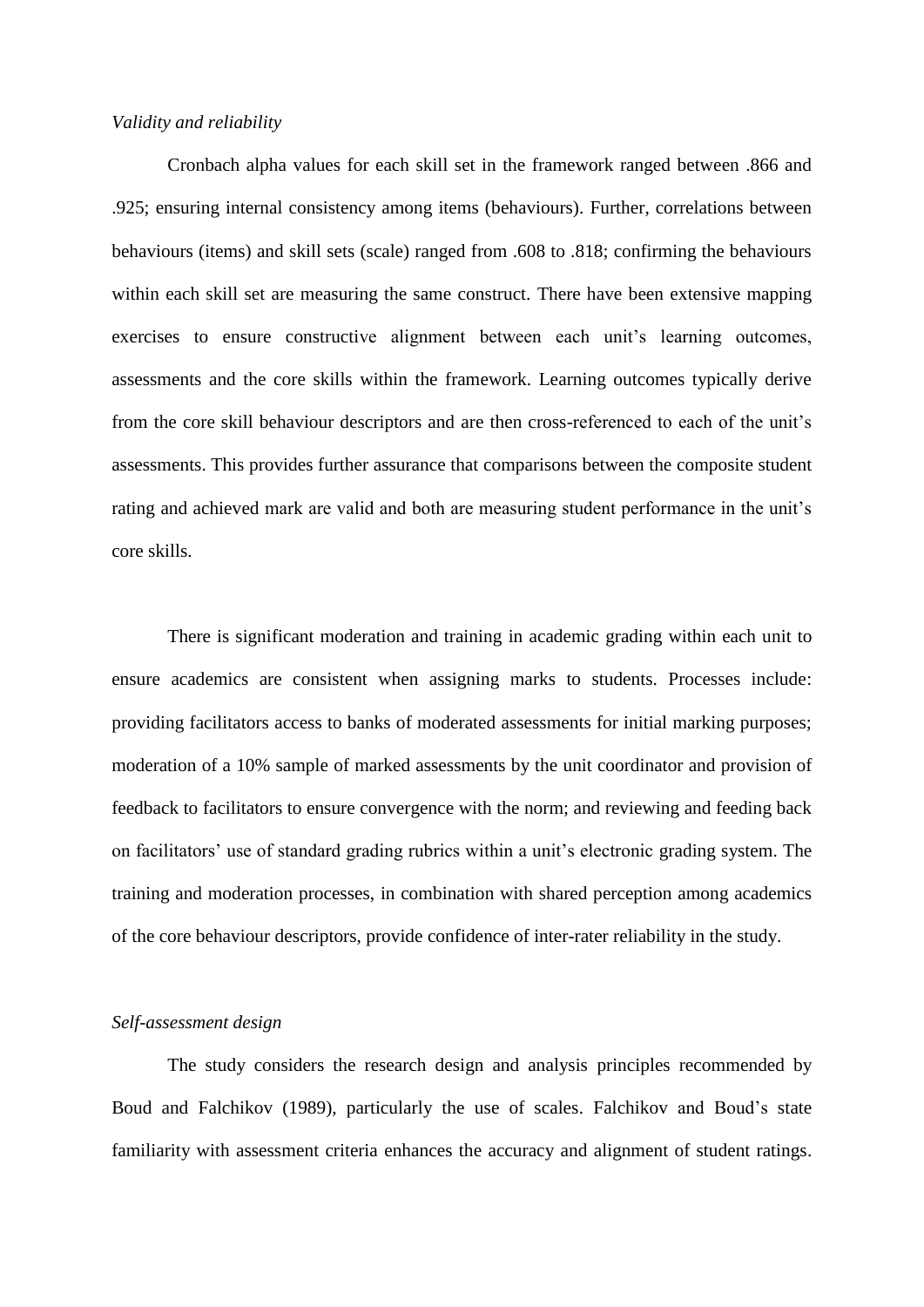*Validity and reliability*

Cronbach alpha values for each skill set in the framework ranged between .866 and .925; ensuring internal consistency among items (behaviours). Further, correlations between behaviours (items) and skill sets (scale) ranged from .608 to .818; confirming the behaviours within each skill set are measuring the same construct. There have been extensive mapping exercises to ensure constructive alignment between each unit's learning outcomes, assessments and the core skills within the framework. Learning outcomes typically derive from the core skill behaviour descriptors and are then cross-referenced to each of the unit's assessments. This provides further assurance that comparisons between the composite student rating and achieved mark are valid and both are measuring student performance in the unit's core skills.

There is significant moderation and training in academic grading within each unit to ensure academics are consistent when assigning marks to students. Processes include: providing facilitators access to banks of moderated assessments for initial marking purposes; moderation of a 10% sample of marked assessments by the unit coordinator and provision of feedback to facilitators to ensure convergence with the norm; and reviewing and feeding back on facilitators' use of standard grading rubrics within a unit's electronic grading system. The training and moderation processes, in combination with shared perception among academics of the core behaviour descriptors, provide confidence of inter-rater reliability in the study.

*Self-assessment design*

The study considers the research design and analysis principles recommended by Boud and Falchikov (1989), particularly the use of scales. Falchikov and Boud's state familiarity with assessment criteria enhances the accuracy and alignment of student ratings.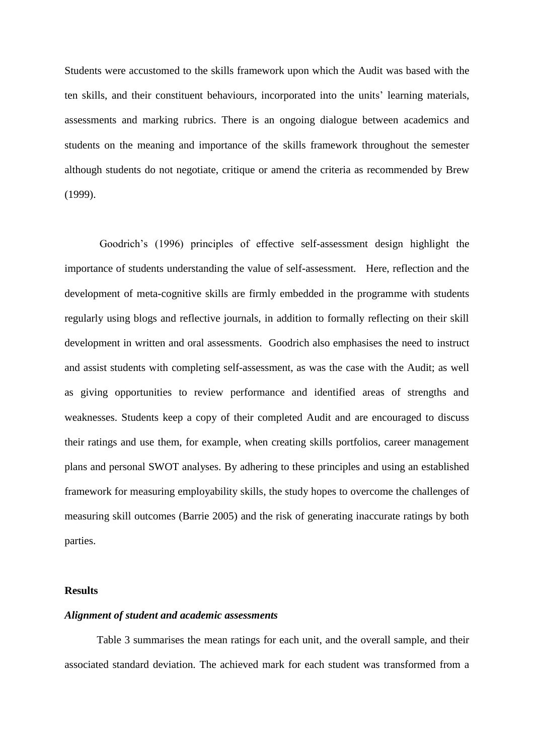Students were accustomed to the skills framework upon which the Audit was based with the ten skills, and their constituent behaviours, incorporated into the units' learning materials, assessments and marking rubrics. There is an ongoing dialogue between academics and students on the meaning and importance of the skills framework throughout the semester although students do not negotiate, critique or amend the criteria as recommended by Brew (1999).

Goodrich's (1996) principles of effective self-assessment design highlight the importance of students understanding the value of self-assessment. Here, reflection and the development of meta-cognitive skills are firmly embedded in the programme with students regularly using blogs and reflective journals, in addition to formally reflecting on their skill development in written and oral assessments. Goodrich also emphasises the need to instruct and assist students with completing self-assessment, as was the case with the Audit; as well as giving opportunities to review performance and identified areas of strengths and weaknesses. Students keep a copy of their completed Audit and are encouraged to discuss their ratings and use them, for example, when creating skills portfolios, career management plans and personal SWOT analyses. By adhering to these principles and using an established framework for measuring employability skills, the study hopes to overcome the challenges of measuring skill outcomes (Barrie 2005) and the risk of generating inaccurate ratings by both parties.

**Results**

***Alignment of student and academic assessments***

Table 3 summarises the mean ratings for each unit, and the overall sample, and their associated standard deviation. The achieved mark for each student was transformed from a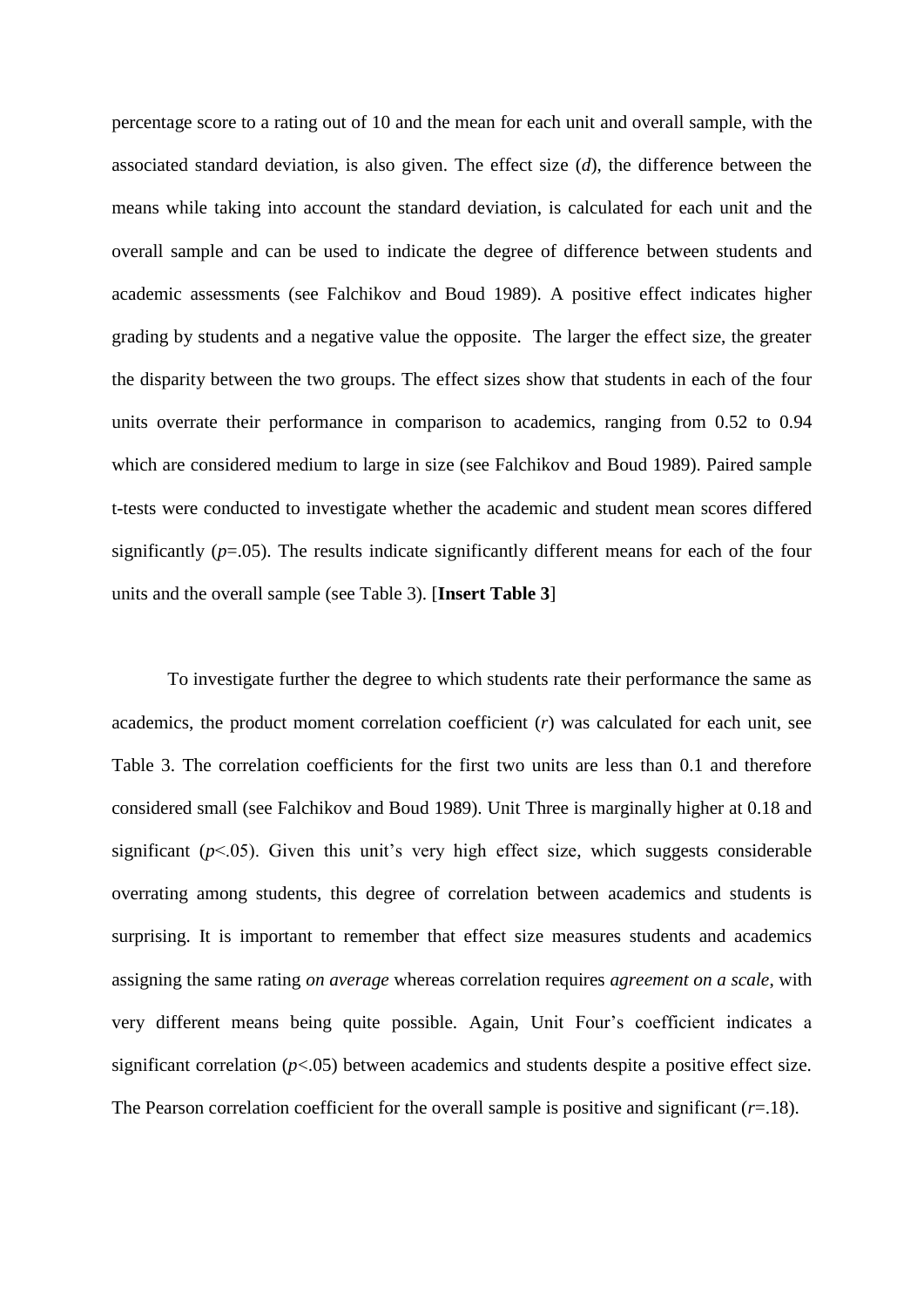percentage score to a rating out of 10 and the mean for each unit and overall sample, with the associated standard deviation, is also given. The effect size (*d*), the difference between the means while taking into account the standard deviation, is calculated for each unit and the overall sample and can be used to indicate the degree of difference between students and academic assessments (see Falchikov and Boud 1989). A positive effect indicates higher grading by students and a negative value the opposite. The larger the effect size, the greater the disparity between the two groups. The effect sizes show that students in each of the four units overrate their performance in comparison to academics, ranging from 0.52 to 0.94 which are considered medium to large in size (see Falchikov and Boud 1989). Paired sample t-tests were conducted to investigate whether the academic and student mean scores differed significantly ($p$=.05). The results indicate significantly different means for each of the four units and the overall sample (see Table 3). [**Insert Table 3**]

To investigate further the degree to which students rate their performance the same as academics, the product moment correlation coefficient ($r$) was calculated for each unit, see Table 3. The correlation coefficients for the first two units are less than 0.1 and therefore considered small (see Falchikov and Boud 1989). Unit Three is marginally higher at 0.18 and significant ($p$<.05). Given this unit's very high effect size, which suggests considerable overrating among students, this degree of correlation between academics and students is surprising. It is important to remember that effect size measures students and academics assigning the same rating *on average* whereas correlation requires *agreement on a scale*, with very different means being quite possible. Again, Unit Four's coefficient indicates a significant correlation ($p$<.05) between academics and students despite a positive effect size. The Pearson correlation coefficient for the overall sample is positive and significant ($r$=.18).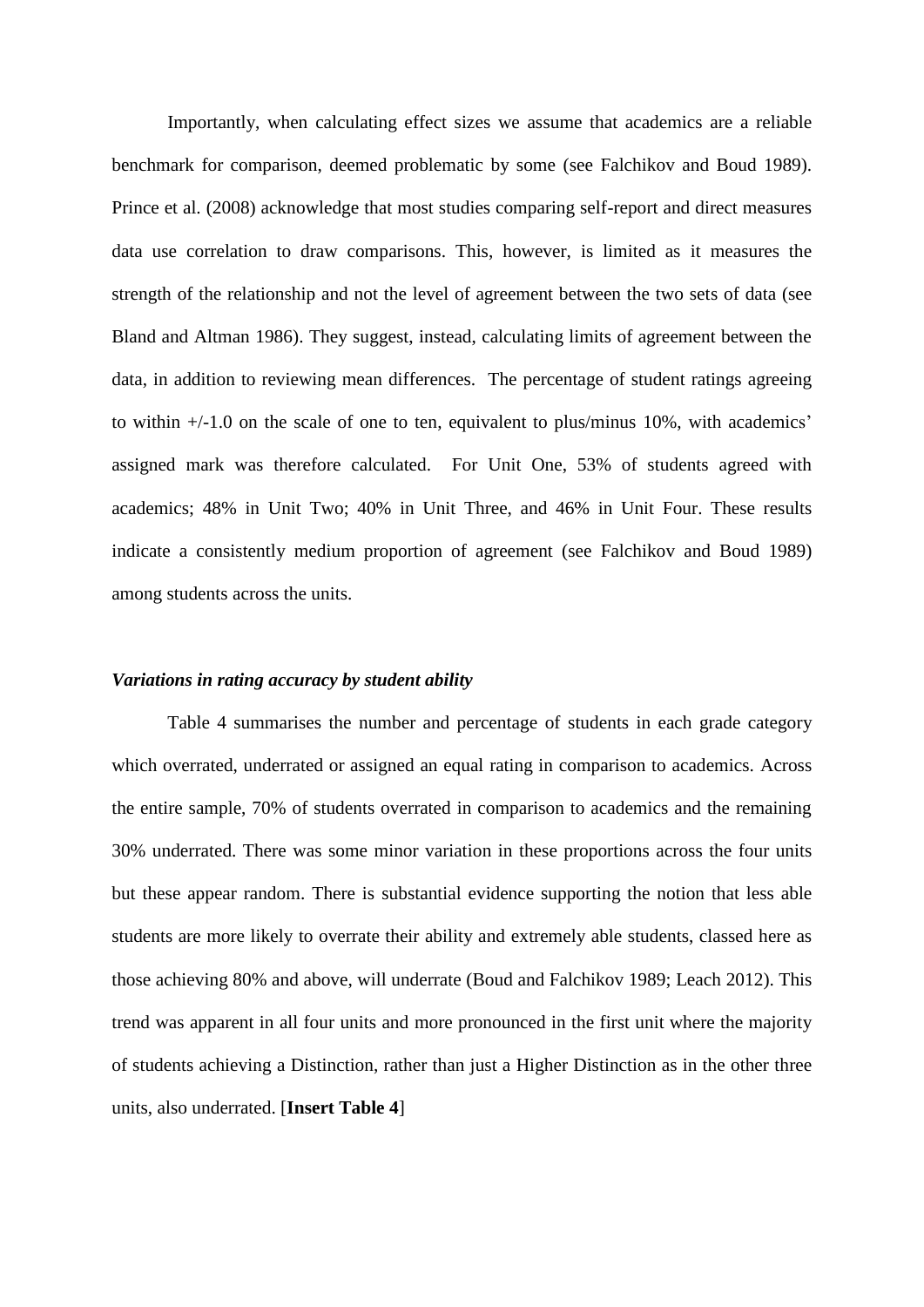Importantly, when calculating effect sizes we assume that academics are a reliable benchmark for comparison, deemed problematic by some (see Falchikov and Boud 1989). Prince et al. (2008) acknowledge that most studies comparing self-report and direct measures data use correlation to draw comparisons. This, however, is limited as it measures the strength of the relationship and not the level of agreement between the two sets of data (see Bland and Altman 1986). They suggest, instead, calculating limits of agreement between the data, in addition to reviewing mean differences. The percentage of student ratings agreeing to within +/-1.0 on the scale of one to ten, equivalent to plus/minus 10%, with academics' assigned mark was therefore calculated. For Unit One, 53% of students agreed with academics; 48% in Unit Two; 40% in Unit Three, and 46% in Unit Four. These results indicate a consistently medium proportion of agreement (see Falchikov and Boud 1989) among students across the units.

### *Variations in rating accuracy by student ability*

Table 4 summarises the number and percentage of students in each grade category which overrated, underrated or assigned an equal rating in comparison to academics. Across the entire sample, 70% of students overrated in comparison to academics and the remaining 30% underrated. There was some minor variation in these proportions across the four units but these appear random. There is substantial evidence supporting the notion that less able students are more likely to overrate their ability and extremely able students, classed here as those achieving 80% and above, will underrate (Boud and Falchikov 1989; Leach 2012). This trend was apparent in all four units and more pronounced in the first unit where the majority of students achieving a Distinction, rather than just a Higher Distinction as in the other three units, also underrated. [**Insert Table 4**]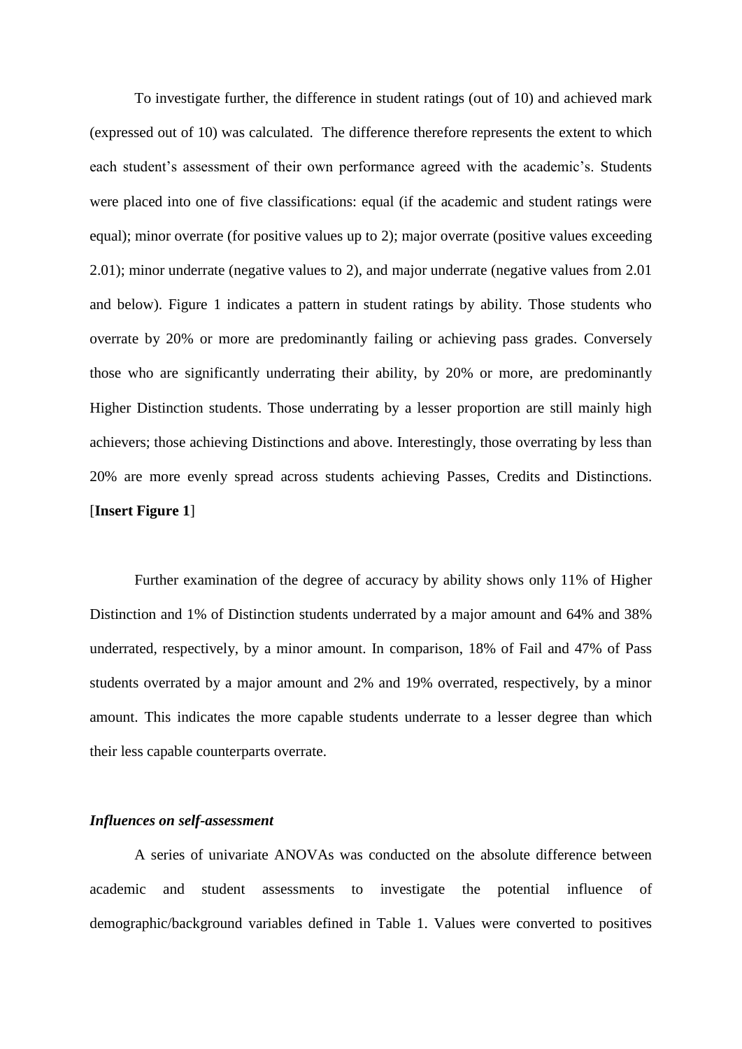To investigate further, the difference in student ratings (out of 10) and achieved mark (expressed out of 10) was calculated. The difference therefore represents the extent to which each student's assessment of their own performance agreed with the academic's. Students were placed into one of five classifications: equal (if the academic and student ratings were equal); minor overrate (for positive values up to 2); major overrate (positive values exceeding 2.01); minor underrate (negative values to 2), and major underrate (negative values from 2.01 and below). Figure 1 indicates a pattern in student ratings by ability. Those students who overrate by 20% or more are predominantly failing or achieving pass grades. Conversely those who are significantly underrating their ability, by 20% or more, are predominantly Higher Distinction students. Those underrating by a lesser proportion are still mainly high achievers; those achieving Distinctions and above. Interestingly, those overrating by less than 20% are more evenly spread across students achieving Passes, Credits and Distinctions. [**Insert Figure 1**]

Further examination of the degree of accuracy by ability shows only 11% of Higher Distinction and 1% of Distinction students underrated by a major amount and 64% and 38% underrated, respectively, by a minor amount. In comparison, 18% of Fail and 47% of Pass students overrated by a major amount and 2% and 19% overrated, respectively, by a minor amount. This indicates the more capable students underrate to a lesser degree than which their less capable counterparts overrate.

### *Influences on self-assessment*

A series of univariate ANOVAs was conducted on the absolute difference between academic and student assessments to investigate the potential influence of demographic/background variables defined in Table 1. Values were converted to positives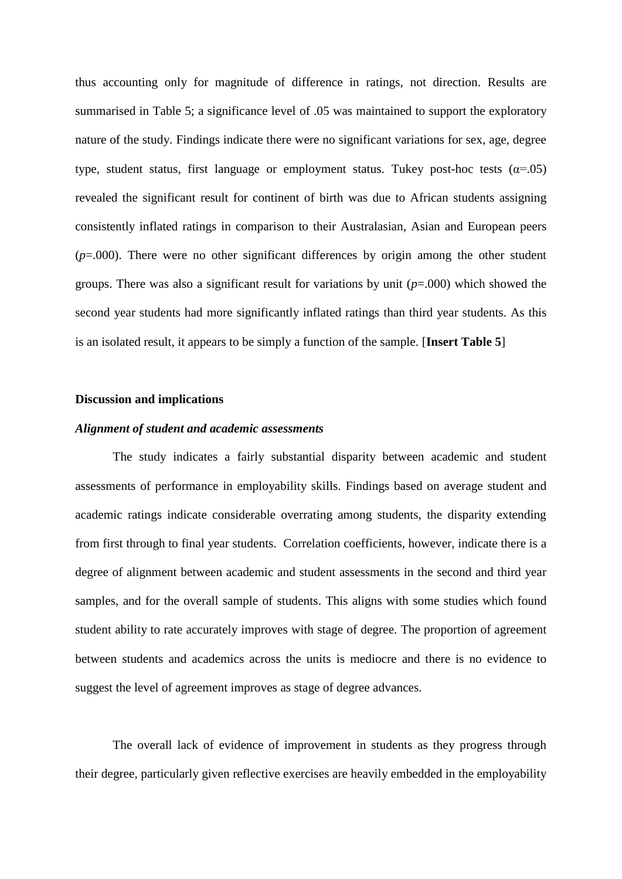thus accounting only for magnitude of difference in ratings, not direction. Results are summarised in Table 5; a significance level of .05 was maintained to support the exploratory nature of the study. Findings indicate there were no significant variations for sex, age, degree type, student status, first language or employment status. Tukey post-hoc tests ($\alpha$=.05) revealed the significant result for continent of birth was due to African students assigning consistently inflated ratings in comparison to their Australasian, Asian and European peers ($p$=.000). There were no other significant differences by origin among the other student groups. There was also a significant result for variations by unit ($p$=.000) which showed the second year students had more significantly inflated ratings than third year students. As this is an isolated result, it appears to be simply a function of the sample. [**Insert Table 5**]

## Discussion and implications

### *Alignment of student and academic assessments*

The study indicates a fairly substantial disparity between academic and student assessments of performance in employability skills. Findings based on average student and academic ratings indicate considerable overrating among students, the disparity extending from first through to final year students. Correlation coefficients, however, indicate there is a degree of alignment between academic and student assessments in the second and third year samples, and for the overall sample of students. This aligns with some studies which found student ability to rate accurately improves with stage of degree. The proportion of agreement between students and academics across the units is mediocre and there is no evidence to suggest the level of agreement improves as stage of degree advances.

The overall lack of evidence of improvement in students as they progress through their degree, particularly given reflective exercises are heavily embedded in the employability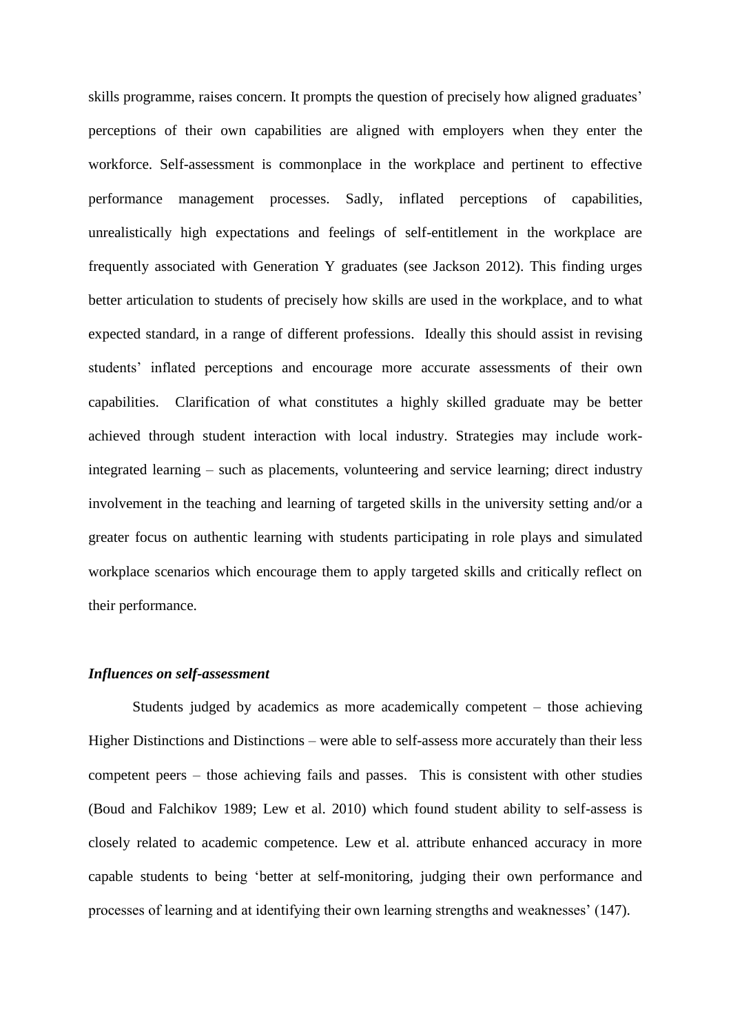skills programme, raises concern. It prompts the question of precisely how aligned graduates' perceptions of their own capabilities are aligned with employers when they enter the workforce. Self-assessment is commonplace in the workplace and pertinent to effective performance management processes. Sadly, inflated perceptions of capabilities, unrealistically high expectations and feelings of self-entitlement in the workplace are frequently associated with Generation Y graduates (see Jackson 2012). This finding urges better articulation to students of precisely how skills are used in the workplace, and to what expected standard, in a range of different professions. Ideally this should assist in revising students' inflated perceptions and encourage more accurate assessments of their own capabilities. Clarification of what constitutes a highly skilled graduate may be better achieved through student interaction with local industry. Strategies may include work-integrated learning – such as placements, volunteering and service learning; direct industry involvement in the teaching and learning of targeted skills in the university setting and/or a greater focus on authentic learning with students participating in role plays and simulated workplace scenarios which encourage them to apply targeted skills and critically reflect on their performance.

### *Influences on self-assessment*

Students judged by academics as more academically competent – those achieving Higher Distinctions and Distinctions – were able to self-assess more accurately than their less competent peers – those achieving fails and passes. This is consistent with other studies (Boud and Falchikov 1989; Lew et al. 2010) which found student ability to self-assess is closely related to academic competence. Lew et al. attribute enhanced accuracy in more capable students to being 'better at self-monitoring, judging their own performance and processes of learning and at identifying their own learning strengths and weaknesses' (147).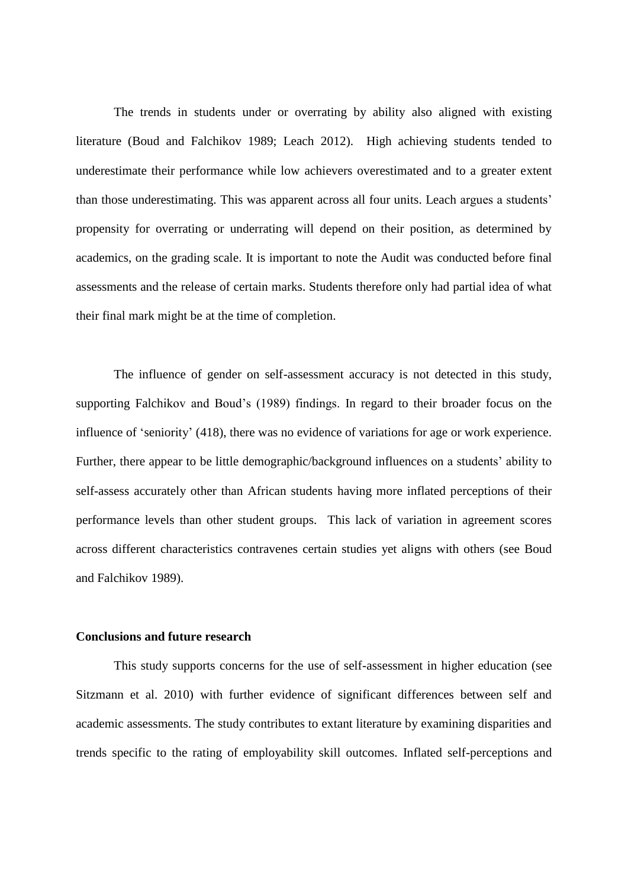The trends in students under or overrating by ability also aligned with existing literature (Boud and Falchikov 1989; Leach 2012). High achieving students tended to underestimate their performance while low achievers overestimated and to a greater extent than those underestimating. This was apparent across all four units. Leach argues a students' propensity for overrating or underrating will depend on their position, as determined by academics, on the grading scale. It is important to note the Audit was conducted before final assessments and the release of certain marks. Students therefore only had partial idea of what their final mark might be at the time of completion.

The influence of gender on self-assessment accuracy is not detected in this study, supporting Falchikov and Boud's (1989) findings. In regard to their broader focus on the influence of 'seniority' (418), there was no evidence of variations for age or work experience. Further, there appear to be little demographic/background influences on a students' ability to self-assess accurately other than African students having more inflated perceptions of their performance levels than other student groups. This lack of variation in agreement scores across different characteristics contravenes certain studies yet aligns with others (see Boud and Falchikov 1989).

**Conclusions and future research**

This study supports concerns for the use of self-assessment in higher education (see Sitzmann et al. 2010) with further evidence of significant differences between self and academic assessments. The study contributes to extant literature by examining disparities and trends specific to the rating of employability skill outcomes. Inflated self-perceptions and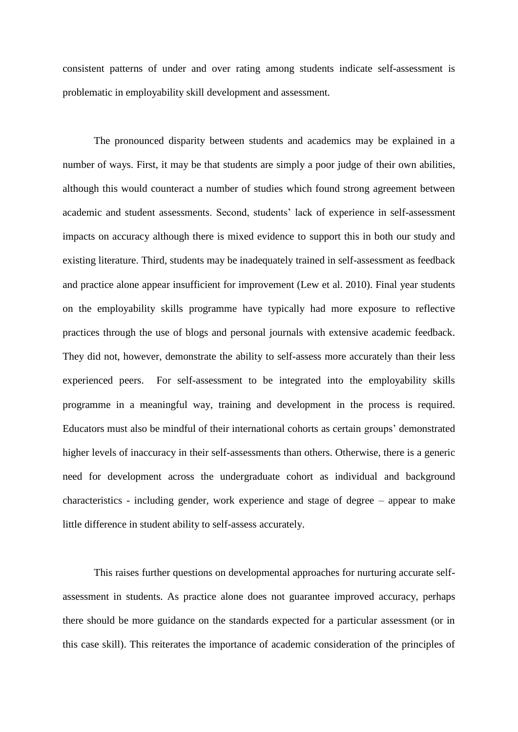consistent patterns of under and over rating among students indicate self-assessment is problematic in employability skill development and assessment.

The pronounced disparity between students and academics may be explained in a number of ways. First, it may be that students are simply a poor judge of their own abilities, although this would counteract a number of studies which found strong agreement between academic and student assessments. Second, students' lack of experience in self-assessment impacts on accuracy although there is mixed evidence to support this in both our study and existing literature. Third, students may be inadequately trained in self-assessment as feedback and practice alone appear insufficient for improvement (Lew et al. 2010). Final year students on the employability skills programme have typically had more exposure to reflective practices through the use of blogs and personal journals with extensive academic feedback. They did not, however, demonstrate the ability to self-assess more accurately than their less experienced peers. For self-assessment to be integrated into the employability skills programme in a meaningful way, training and development in the process is required. Educators must also be mindful of their international cohorts as certain groups' demonstrated higher levels of inaccuracy in their self-assessments than others. Otherwise, there is a generic need for development across the undergraduate cohort as individual and background characteristics - including gender, work experience and stage of degree – appear to make little difference in student ability to self-assess accurately.

This raises further questions on developmental approaches for nurturing accurate self-assessment in students. As practice alone does not guarantee improved accuracy, perhaps there should be more guidance on the standards expected for a particular assessment (or in this case skill). This reiterates the importance of academic consideration of the principles of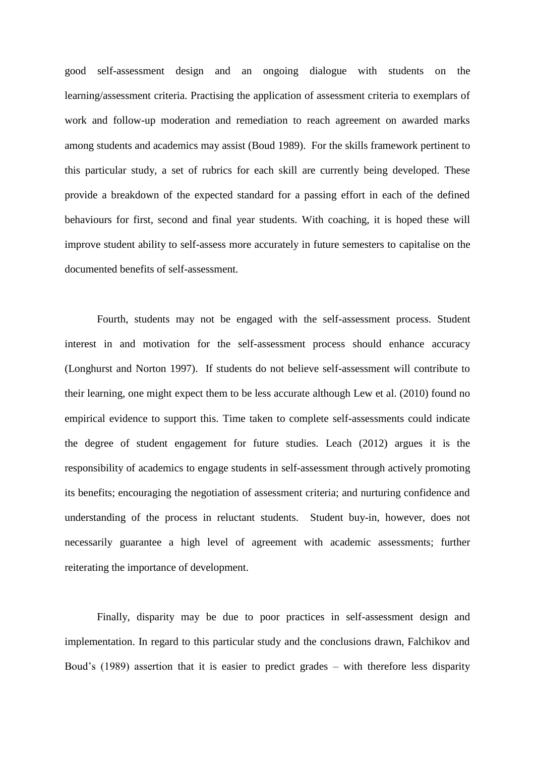good self-assessment design and an ongoing dialogue with students on the learning/assessment criteria. Practising the application of assessment criteria to exemplars of work and follow-up moderation and remediation to reach agreement on awarded marks among students and academics may assist (Boud 1989). For the skills framework pertinent to this particular study, a set of rubrics for each skill are currently being developed. These provide a breakdown of the expected standard for a passing effort in each of the defined behaviours for first, second and final year students. With coaching, it is hoped these will improve student ability to self-assess more accurately in future semesters to capitalise on the documented benefits of self-assessment.

Fourth, students may not be engaged with the self-assessment process. Student interest in and motivation for the self-assessment process should enhance accuracy (Longhurst and Norton 1997). If students do not believe self-assessment will contribute to their learning, one might expect them to be less accurate although Lew et al. (2010) found no empirical evidence to support this. Time taken to complete self-assessments could indicate the degree of student engagement for future studies. Leach (2012) argues it is the responsibility of academics to engage students in self-assessment through actively promoting its benefits; encouraging the negotiation of assessment criteria; and nurturing confidence and understanding of the process in reluctant students. Student buy-in, however, does not necessarily guarantee a high level of agreement with academic assessments; further reiterating the importance of development.

Finally, disparity may be due to poor practices in self-assessment design and implementation. In regard to this particular study and the conclusions drawn, Falchikov and Boud's (1989) assertion that it is easier to predict grades – with therefore less disparity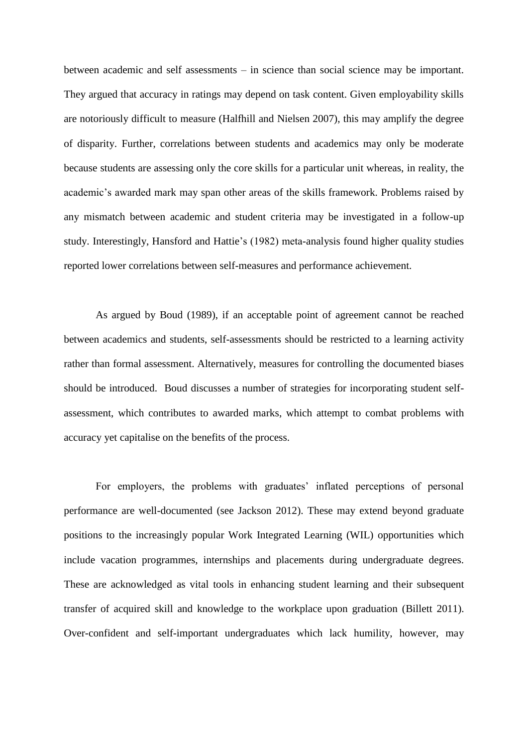between academic and self assessments – in science than social science may be important. They argued that accuracy in ratings may depend on task content. Given employability skills are notoriously difficult to measure (Halfhill and Nielsen 2007), this may amplify the degree of disparity. Further, correlations between students and academics may only be moderate because students are assessing only the core skills for a particular unit whereas, in reality, the academic's awarded mark may span other areas of the skills framework. Problems raised by any mismatch between academic and student criteria may be investigated in a follow-up study. Interestingly, Hansford and Hattie's (1982) meta-analysis found higher quality studies reported lower correlations between self-measures and performance achievement.

As argued by Boud (1989), if an acceptable point of agreement cannot be reached between academics and students, self-assessments should be restricted to a learning activity rather than formal assessment. Alternatively, measures for controlling the documented biases should be introduced. Boud discusses a number of strategies for incorporating student self-assessment, which contributes to awarded marks, which attempt to combat problems with accuracy yet capitalise on the benefits of the process.

For employers, the problems with graduates' inflated perceptions of personal performance are well-documented (see Jackson 2012). These may extend beyond graduate positions to the increasingly popular Work Integrated Learning (WIL) opportunities which include vacation programmes, internships and placements during undergraduate degrees. These are acknowledged as vital tools in enhancing student learning and their subsequent transfer of acquired skill and knowledge to the workplace upon graduation (Billett 2011). Over-confident and self-important undergraduates which lack humility, however, may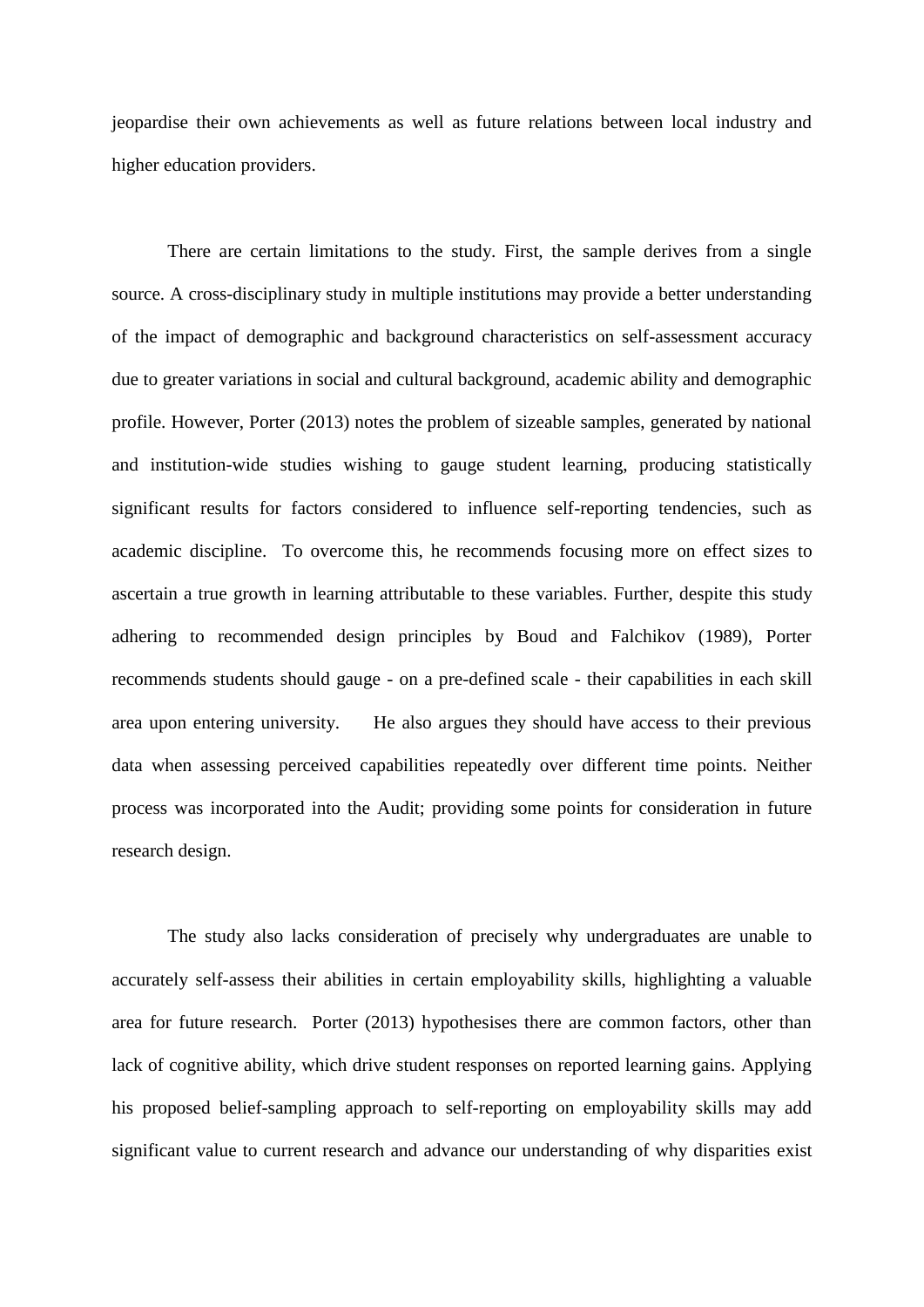jeopardise their own achievements as well as future relations between local industry and higher education providers.

There are certain limitations to the study. First, the sample derives from a single source. A cross-disciplinary study in multiple institutions may provide a better understanding of the impact of demographic and background characteristics on self-assessment accuracy due to greater variations in social and cultural background, academic ability and demographic profile. However, Porter (2013) notes the problem of sizeable samples, generated by national and institution-wide studies wishing to gauge student learning, producing statistically significant results for factors considered to influence self-reporting tendencies, such as academic discipline. To overcome this, he recommends focusing more on effect sizes to ascertain a true growth in learning attributable to these variables. Further, despite this study adhering to recommended design principles by Boud and Falchikov (1989), Porter recommends students should gauge - on a pre-defined scale - their capabilities in each skill area upon entering university. He also argues they should have access to their previous data when assessing perceived capabilities repeatedly over different time points. Neither process was incorporated into the Audit; providing some points for consideration in future research design.

The study also lacks consideration of precisely why undergraduates are unable to accurately self-assess their abilities in certain employability skills, highlighting a valuable area for future research. Porter (2013) hypothesises there are common factors, other than lack of cognitive ability, which drive student responses on reported learning gains. Applying his proposed belief-sampling approach to self-reporting on employability skills may add significant value to current research and advance our understanding of why disparities exist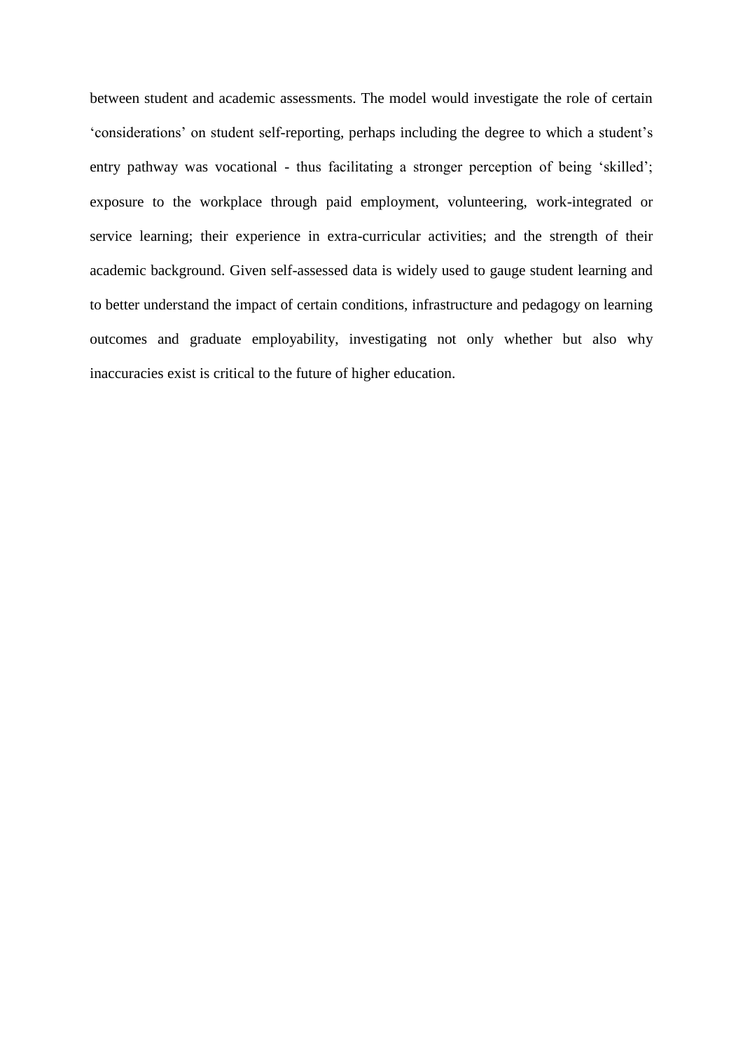between student and academic assessments. The model would investigate the role of certain 'considerations' on student self-reporting, perhaps including the degree to which a student's entry pathway was vocational - thus facilitating a stronger perception of being 'skilled'; exposure to the workplace through paid employment, volunteering, work-integrated or service learning; their experience in extra-curricular activities; and the strength of their academic background. Given self-assessed data is widely used to gauge student learning and to better understand the impact of certain conditions, infrastructure and pedagogy on learning outcomes and graduate employability, investigating not only whether but also why inaccuracies exist is critical to the future of higher education.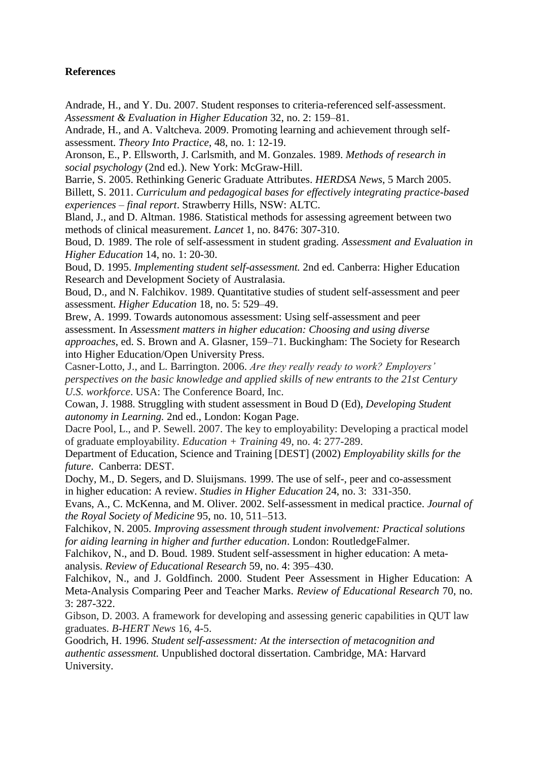**References**

Andrade, H., and Y. Du. 2007. Student responses to criteria-referenced self-assessment. *Assessment & Evaluation in Higher Education* 32, no. 2: 159–81.

Andrade, H., and A. Valtcheva. 2009. Promoting learning and achievement through self-assessment. *Theory Into Practice*, 48, no. 1: 12-19.

Aronson, E., P. Ellsworth, J. Carlsmith, and M. Gonzales. 1989. *Methods of research in social psychology* (2nd ed.). New York: McGraw-Hill.

Barrie, S. 2005. Rethinking Generic Graduate Attributes. *HERDSA News*, 5 March 2005.

Billett, S. 2011. *Curriculum and pedagogical bases for effectively integrating practice-based experiences – final report*. Strawberry Hills, NSW: ALTC.

Bland, J., and D. Altman. 1986. Statistical methods for assessing agreement between two methods of clinical measurement. *Lancet* 1, no. 8476: 307-310.

Boud, D. 1989. The role of self-assessment in student grading. *Assessment and Evaluation in Higher Education* 14, no. 1: 20-30.

Boud, D. 1995. *Implementing student self-assessment.* 2nd ed. Canberra: Higher Education Research and Development Society of Australasia.

Boud, D., and N. Falchikov. 1989. Quantitative studies of student self-assessment and peer assessment. *Higher Education* 18, no. 5: 529–49.

Brew, A. 1999. Towards autonomous assessment: Using self-assessment and peer assessment. In *Assessment matters in higher education: Choosing and using diverse approaches*, ed. S. Brown and A. Glasner, 159–71. Buckingham: The Society for Research into Higher Education/Open University Press.

Casner-Lotto, J., and L. Barrington. 2006. *Are they really ready to work? Employers' perspectives on the basic knowledge and applied skills of new entrants to the 21st Century U.S. workforce*. USA: The Conference Board, Inc.

Cowan, J. 1988. Struggling with student assessment in Boud D (Ed), *Developing Student autonomy in Learning.* 2nd ed., London: Kogan Page.

Dacre Pool, L., and P. Sewell. 2007. The key to employability: Developing a practical model of graduate employability. *Education + Training* 49, no. 4: 277-289.

Department of Education, Science and Training [DEST] (2002) *Employability skills for the future*. Canberra: DEST.

Dochy, M., D. Segers, and D. Sluijsmans. 1999. The use of self-, peer and co-assessment in higher education: A review. *Studies in Higher Education* 24, no. 3: 331-350.

Evans, A., C. McKenna, and M. Oliver. 2002. Self-assessment in medical practice. *Journal of the Royal Society of Medicine* 95, no. 10, 511–513.

Falchikov, N. 2005. *Improving assessment through student involvement: Practical solutions for aiding learning in higher and further education*. London: RoutledgeFalmer.

Falchikov, N., and D. Boud. 1989. Student self-assessment in higher education: A meta-analysis. *Review of Educational Research* 59, no. 4: 395–430.

Falchikov, N., and J. Goldfinch. 2000. Student Peer Assessment in Higher Education: A Meta-Analysis Comparing Peer and Teacher Marks. *Review of Educational Research* 70, no. 3: 287-322.

Gibson, D. 2003. A framework for developing and assessing generic capabilities in QUT law graduates. *B-HERT News* 16, 4-5.

Goodrich, H. 1996. *Student self-assessment: At the intersection of metacognition and authentic assessment.* Unpublished doctoral dissertation. Cambridge, MA: Harvard University.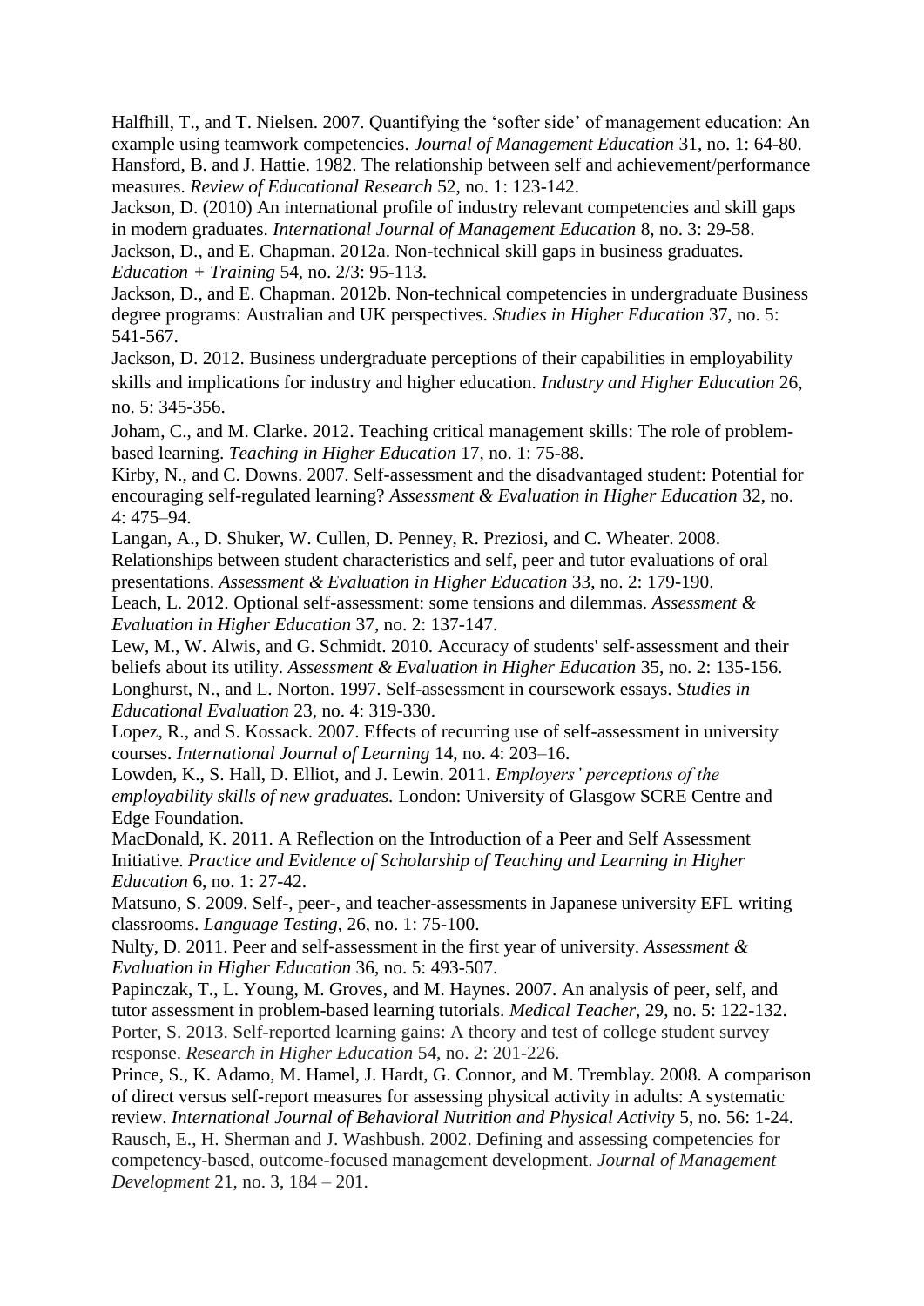Halfhill, T., and T. Nielsen. 2007. Quantifying the 'softer side' of management education: An example using teamwork competencies. *Journal of Management Education* 31, no. 1: 64-80.

Hansford, B. and J. Hattie. 1982. The relationship between self and achievement/performance measures. *Review of Educational Research* 52, no. 1: 123-142.

Jackson, D. (2010) An international profile of industry relevant competencies and skill gaps in modern graduates. *International Journal of Management Education* 8, no. 3: 29-58.

Jackson, D., and E. Chapman. 2012a. Non-technical skill gaps in business graduates. *Education + Training* 54, no. 2/3: 95-113.

Jackson, D., and E. Chapman. 2012b. Non-technical competencies in undergraduate Business degree programs: Australian and UK perspectives. *Studies in Higher Education* 37, no. 5: 541-567.

Jackson, D. 2012. Business undergraduate perceptions of their capabilities in employability skills and implications for industry and higher education. *Industry and Higher Education* 26, no. 5: 345-356.

Joham, C., and M. Clarke. 2012. Teaching critical management skills: The role of problem-based learning. *Teaching in Higher Education* 17, no. 1: 75-88.

Kirby, N., and C. Downs. 2007. Self-assessment and the disadvantaged student: Potential for encouraging self-regulated learning? *Assessment & Evaluation in Higher Education* 32, no. 4: 475–94.

Langan, A., D. Shuker, W. Cullen, D. Penney, R. Preziosi, and C. Wheater. 2008. Relationships between student characteristics and self, peer and tutor evaluations of oral presentations. *Assessment & Evaluation in Higher Education* 33, no. 2: 179-190.

Leach, L. 2012. Optional self-assessment: some tensions and dilemmas. *Assessment & Evaluation in Higher Education* 37, no. 2: 137-147.

Lew, M., W. Alwis, and G. Schmidt. 2010. Accuracy of students' self‐assessment and their beliefs about its utility. *Assessment & Evaluation in Higher Education* 35, no. 2: 135-156.

Longhurst, N., and L. Norton. 1997. Self-assessment in coursework essays. *Studies in Educational Evaluation* 23, no. 4: 319-330.

Lopez, R., and S. Kossack. 2007. Effects of recurring use of self-assessment in university courses. *International Journal of Learning* 14, no. 4: 203–16.

Lowden, K., S. Hall, D. Elliot, and J. Lewin. 2011. *Employers' perceptions of the employability skills of new graduates.* London: University of Glasgow SCRE Centre and Edge Foundation.

MacDonald, K. 2011. A Reflection on the Introduction of a Peer and Self Assessment Initiative. *Practice and Evidence of Scholarship of Teaching and Learning in Higher Education* 6, no. 1: 27-42.

Matsuno, S. 2009. Self-, peer-, and teacher-assessments in Japanese university EFL writing classrooms. *Language Testing*, 26, no. 1: 75-100.

Nulty, D. 2011. Peer and self‐assessment in the first year of university. *Assessment & Evaluation in Higher Education* 36, no. 5: 493-507.

Papinczak, T., L. Young, M. Groves, and M. Haynes. 2007. An analysis of peer, self, and tutor assessment in problem-based learning tutorials. *Medical Teacher*, 29, no. 5: 122-132.

Porter, S. 2013. Self-reported learning gains: A theory and test of college student survey response. *Research in Higher Education* 54, no. 2: 201-226.

Prince, S., K. Adamo, M. Hamel, J. Hardt, G. Connor, and M. Tremblay. 2008. A comparison of direct versus self-report measures for assessing physical activity in adults: A systematic review. *International Journal of Behavioral Nutrition and Physical Activity* 5, no. 56: 1-24.

Rausch, E., H. Sherman and J. Washbush. 2002. Defining and assessing competencies for competency-based, outcome-focused management development. *Journal of Management Development* 21, no. 3, 184 – 201.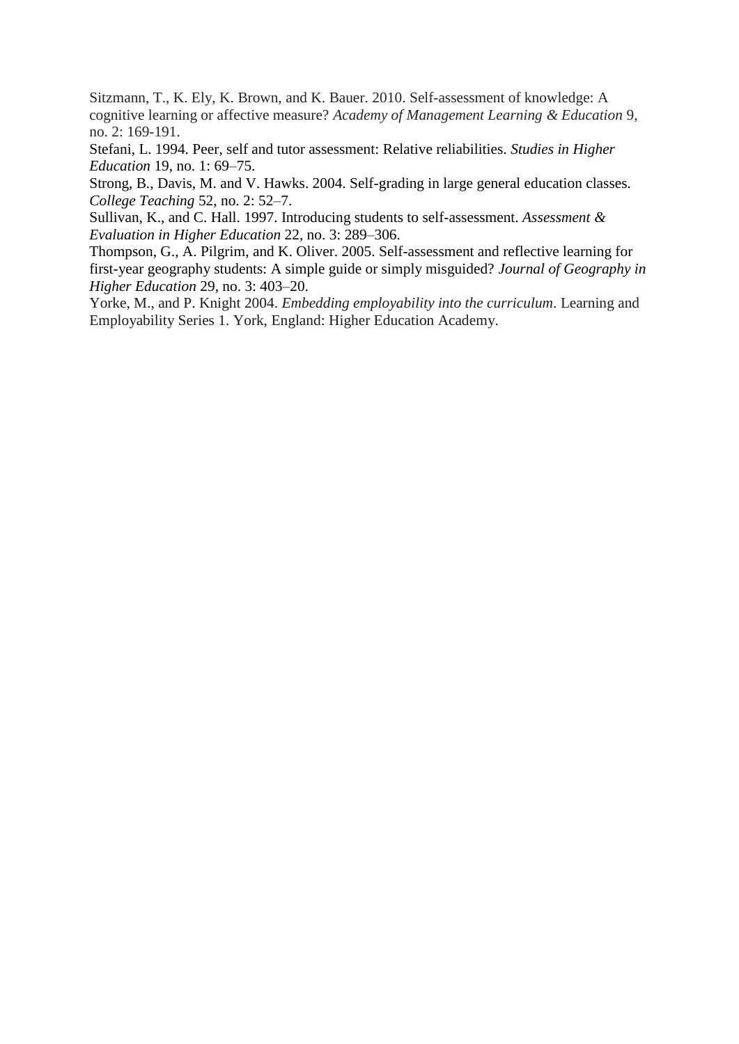Sitzmann, T., K. Ely, K. Brown, and K. Bauer. 2010. Self-assessment of knowledge: A cognitive learning or affective measure? *Academy of Management Learning & Education* 9, no. 2: 169-191.

Stefani, L. 1994. Peer, self and tutor assessment: Relative reliabilities. *Studies in Higher Education* 19, no. 1: 69–75.

Strong, B., Davis, M. and V. Hawks. 2004. Self-grading in large general education classes. *College Teaching* 52, no. 2: 52–7.

Sullivan, K., and C. Hall. 1997. Introducing students to self-assessment. *Assessment & Evaluation in Higher Education* 22, no. 3: 289–306.

Thompson, G., A. Pilgrim, and K. Oliver. 2005. Self-assessment and reflective learning for first-year geography students: A simple guide or simply misguided? *Journal of Geography in Higher Education* 29, no. 3: 403–20.

Yorke, M., and P. Knight 2004. *Embedding employability into the curriculum*. Learning and Employability Series 1. York, England: Higher Education Academy.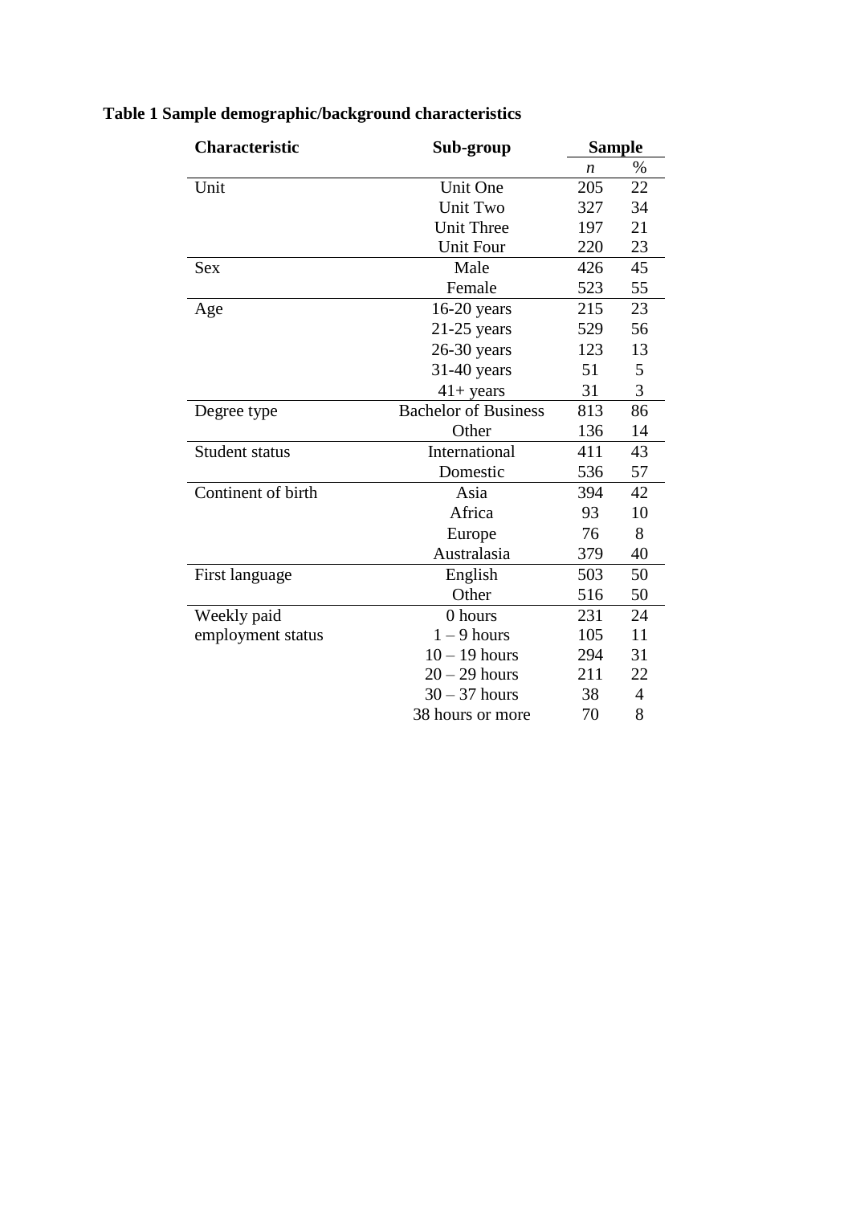**Table 1 Sample demographic/background characteristics**

| Characteristic | Sub-group | Sample | |
|---|---|---|---|
| | | *n* | % |
| Unit | Unit One | 205 | 22 |
| | Unit Two | 327 | 34 |
| | Unit Three | 197 | 21 |
| | Unit Four | 220 | 23 |
| Sex | Male | 426 | 45 |
| | Female | 523 | 55 |
| Age | 16-20 years | 215 | 23 |
| | 21-25 years | 529 | 56 |
| | 26-30 years | 123 | 13 |
| | 31-40 years | 51 | 5 |
| | 41+ years | 31 | 3 |
| Degree type | Bachelor of Business | 813 | 86 |
| | Other | 136 | 14 |
| Student status | International | 411 | 43 |
| | Domestic | 536 | 57 |
| Continent of birth | Asia | 394 | 42 |
| | Africa | 93 | 10 |
| | Europe | 76 | 8 |
| | Australasia | 379 | 40 |
| First language | English | 503 | 50 |
| | Other | 516 | 50 |
| Weekly paid employment status | 0 hours | 231 | 24 |
| | 1 – 9 hours | 105 | 11 |
| | 10 – 19 hours | 294 | 31 |
| | 20 – 29 hours | 211 | 22 |
| | 30 – 37 hours | 38 | 4 |
| | 38 hours or more | 70 | 8 |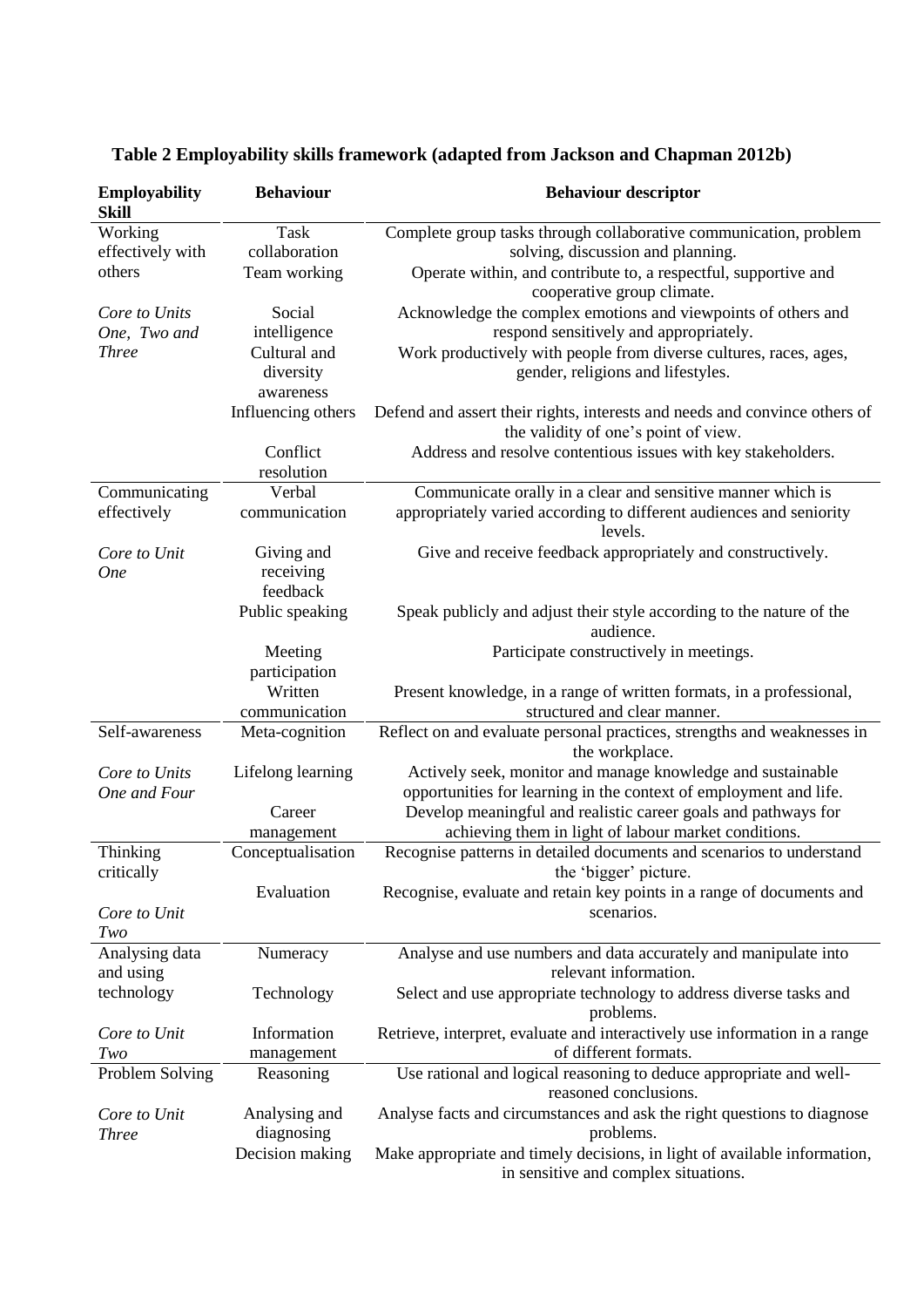**Table 2 Employability skills framework (adapted from Jackson and Chapman 2012b)**

| Employability Skill | Behaviour | Behaviour descriptor |
|---|---|---|
| Working effectively with others | Task collaboration | Complete group tasks through collaborative communication, problem solving, discussion and planning. |
| | Team working | Operate within, and contribute to, a respectful, supportive and cooperative group climate. |
| *Core to Units One, Two and Three* | Social intelligence | Acknowledge the complex emotions and viewpoints of others and respond sensitively and appropriately. |
| | Cultural and diversity awareness | Work productively with people from diverse cultures, races, ages, gender, religions and lifestyles. |
| | Influencing others | Defend and assert their rights, interests and needs and convince others of the validity of one's point of view. |
| | Conflict resolution | Address and resolve contentious issues with key stakeholders. |
| Communicating effectively | Verbal communication | Communicate orally in a clear and sensitive manner which is appropriately varied according to different audiences and seniority levels. |
| *Core to Unit One* | Giving and receiving feedback | Give and receive feedback appropriately and constructively. |
| | Public speaking | Speak publicly and adjust their style according to the nature of the audience. |
| | Meeting participation | Participate constructively in meetings. |
| | Written communication | Present knowledge, in a range of written formats, in a professional, structured and clear manner. |
| Self-awareness | Meta-cognition | Reflect on and evaluate personal practices, strengths and weaknesses in the workplace. |
| *Core to Units One and Four* | Lifelong learning | Actively seek, monitor and manage knowledge and sustainable opportunities for learning in the context of employment and life. |
| | Career management | Develop meaningful and realistic career goals and pathways for achieving them in light of labour market conditions. |
| Thinking critically | Conceptualisation | Recognise patterns in detailed documents and scenarios to understand the 'bigger' picture. |
| *Core to Unit Two* | Evaluation | Recognise, evaluate and retain key points in a range of documents and scenarios. |
| Analysing data and using technology | Numeracy | Analyse and use numbers and data accurately and manipulate into relevant information. |
| | Technology | Select and use appropriate technology to address diverse tasks and problems. |
| *Core to Unit Two* | Information management | Retrieve, interpret, evaluate and interactively use information in a range of different formats. |
| Problem Solving | Reasoning | Use rational and logical reasoning to deduce appropriate and well-reasoned conclusions. |
| *Core to Unit Three* | Analysing and diagnosing | Analyse facts and circumstances and ask the right questions to diagnose problems. |
| | Decision making | Make appropriate and timely decisions, in light of available information, in sensitive and complex situations. |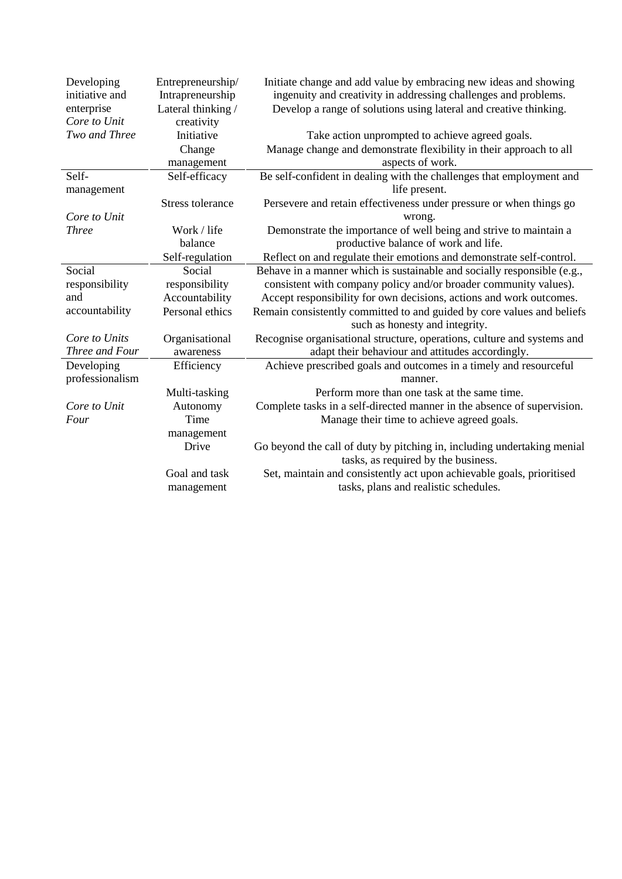| | | |
|---|---|---|
| Developing initiative and enterprise<br>*Core to Unit Two and Three* | Entrepreneurship/ Intrapreneurship | Initiate change and add value by embracing new ideas and showing ingenuity and creativity in addressing challenges and problems. |
| | Lateral thinking / creativity | Develop a range of solutions using lateral and creative thinking. |
| | Initiative | Take action unprompted to achieve agreed goals. |
| | Change management | Manage change and demonstrate flexibility in their approach to all aspects of work. |
| Self-management<br>*Core to Unit Three* | Self-efficacy | Be self-confident in dealing with the challenges that employment and life present. |
| | Stress tolerance | Persevere and retain effectiveness under pressure or when things go wrong. |
| | Work / life balance | Demonstrate the importance of well being and strive to maintain a productive balance of work and life. |
| | Self-regulation | Reflect on and regulate their emotions and demonstrate self-control. |
| Social responsibility and accountability<br>*Core to Units Three and Four* | Social responsibility | Behave in a manner which is sustainable and socially responsible (e.g., consistent with company policy and/or broader community values). |
| | Accountability | Accept responsibility for own decisions, actions and work outcomes. |
| | Personal ethics | Remain consistently committed to and guided by core values and beliefs such as honesty and integrity. |
| | Organisational awareness | Recognise organisational structure, operations, culture and systems and adapt their behaviour and attitudes accordingly. |
| Developing professionalism<br>*Core to Unit Four* | Efficiency | Achieve prescribed goals and outcomes in a timely and resourceful manner. |
| | Multi-tasking | Perform more than one task at the same time. |
| | Autonomy | Complete tasks in a self-directed manner in the absence of supervision. |
| | Time management | Manage their time to achieve agreed goals. |
| | Drive | Go beyond the call of duty by pitching in, including undertaking menial tasks, as required by the business. |
| | Goal and task management | Set, maintain and consistently act upon achievable goals, prioritised tasks, plans and realistic schedules. |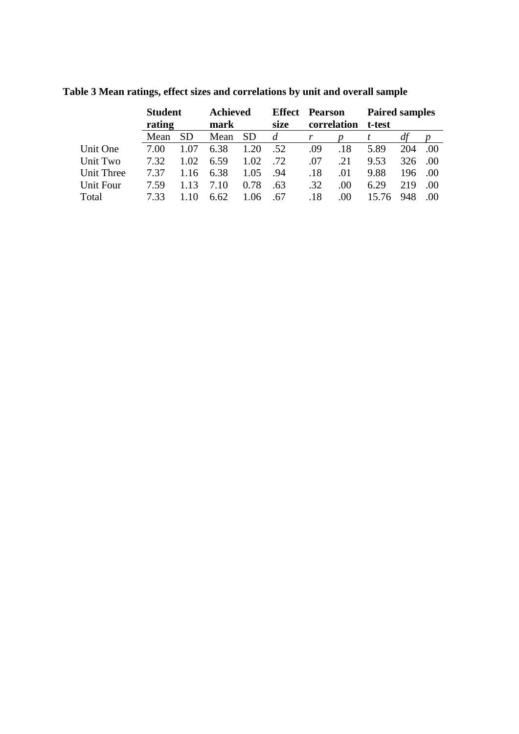**Table 3 Mean ratings, effect sizes and correlations by unit and overall sample**

| | **Student rating** | | **Achieved mark** | | **Effect size** | **Pearson correlation** | | **Paired samples t-test** | | |
|---|---|---|---|---|---|---|---|---|---|---|
| | Mean | SD | Mean | SD | *d* | *r* | *p* | *t* | *df* | *p* |
| Unit One | 7.00 | 1.07 | 6.38 | 1.20 | .52 | .09 | .18 | 5.89 | 204 | .00 |
| Unit Two | 7.32 | 1.02 | 6.59 | 1.02 | .72 | .07 | .21 | 9.53 | 326 | .00 |
| Unit Three | 7.37 | 1.16 | 6.38 | 1.05 | .94 | .18 | .01 | 9.88 | 196 | .00 |
| Unit Four | 7.59 | 1.13 | 7.10 | 0.78 | .63 | .32 | .00 | 6.29 | 219 | .00 |
| Total | 7.33 | 1.10 | 6.62 | 1.06 | .67 | .18 | .00 | 15.76 | 948 | .00 |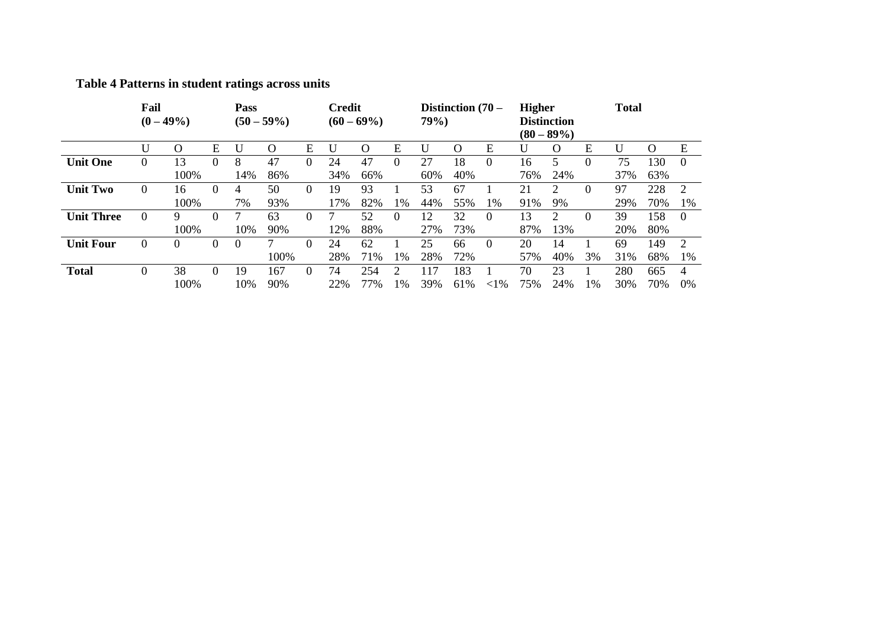**Table 4 Patterns in student ratings across units**

| | Fail (0 – 49%) | | | Pass (50 – 59%) | | | Credit (60 – 69%) | | | Distinction (70 – 79%) | | | Higher Distinction (80 – 89%) | | | Total | | |
|---|---|---|---|---|---|---|---|---|---|---|---|---|---|---|---|---|---|---|
| | U | O | E | U | O | E | U | O | E | U | O | E | U | O | E | U | O | E |
| **Unit One** | 0 | 13 100% | 0 | 8 14% | 47 86% | 0 | 24 34% | 47 66% | 0 | 27 60% | 18 40% | 0 | 16 76% | 5 24% | 0 | 75 37% | 130 63% | 0 |
| **Unit Two** | 0 | 16 100% | 0 | 4 7% | 50 93% | 0 | 19 17% | 93 82% | 1 1% | 53 44% | 67 55% | 1 1% | 21 91% | 2 9% | 0 | 97 29% | 228 70% | 2 1% |
| **Unit Three** | 0 | 9 100% | 0 | 7 10% | 63 90% | 0 | 7 12% | 52 88% | 0 | 12 27% | 32 73% | 0 | 13 87% | 2 13% | 0 | 39 20% | 158 80% | 0 |
| **Unit Four** | 0 | 0 | 0 | 0 | 7 100% | 0 | 24 28% | 62 71% | 1 1% | 25 28% | 66 72% | 0 | 20 57% | 14 40% | 1 3% | 69 31% | 149 68% | 2 1% |
| **Total** | 0 | 38 100% | 0 | 19 10% | 167 90% | 0 | 74 22% | 254 77% | 2 1% | 117 39% | 183 61% | 1 <1% | 70 75% | 23 24% | 1 1% | 280 30% | 665 70% | 4 0% |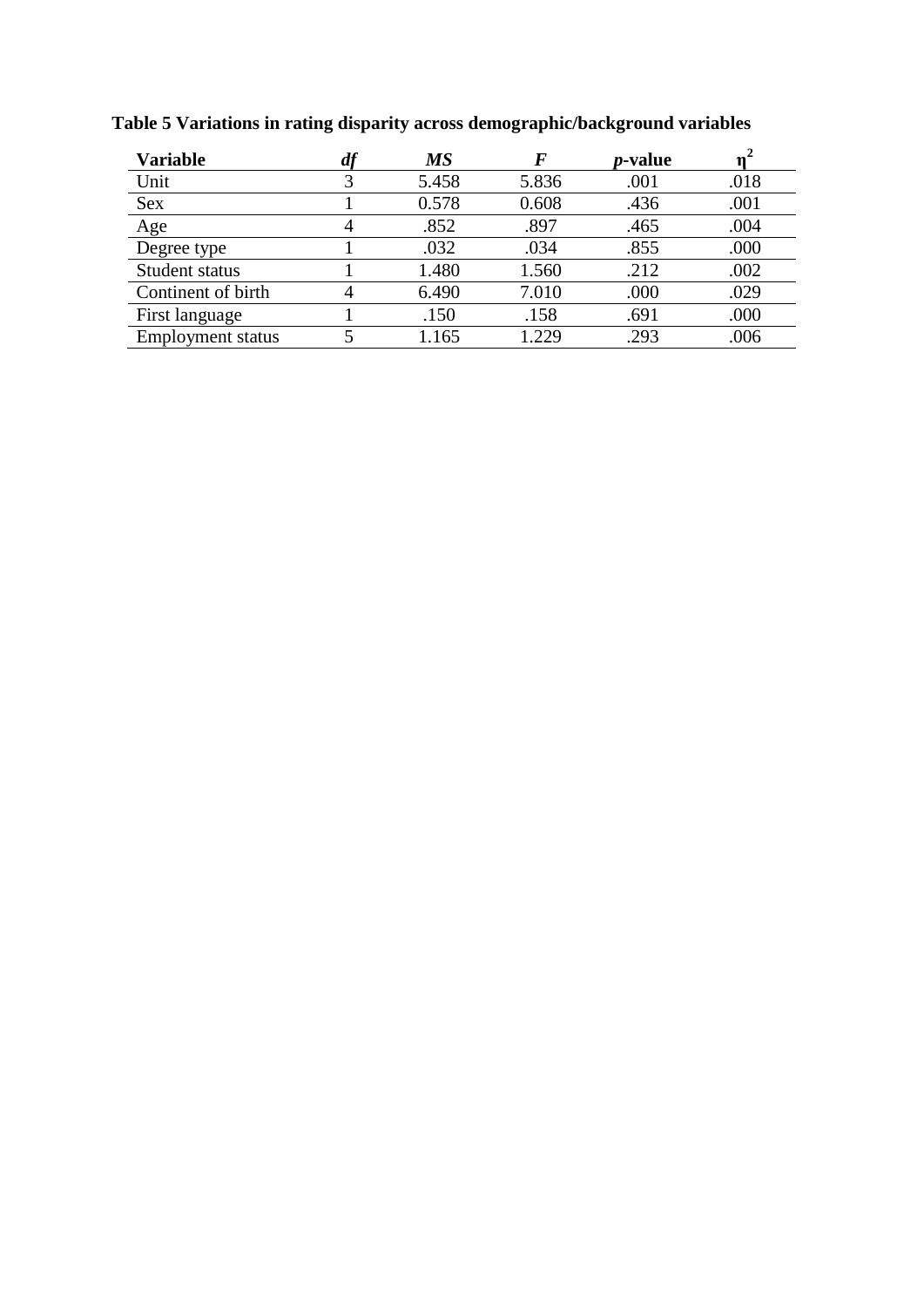**Table 5 Variations in rating disparity across demographic/background variables**

| Variable | *df* | *MS* | *F* | *p*-value | $\eta^2$ |
|---|---|---|---|---|---|
| Unit | 3 | 5.458 | 5.836 | .001 | .018 |
| Sex | 1 | 0.578 | 0.608 | .436 | .001 |
| Age | 4 | .852 | .897 | .465 | .004 |
| Degree type | 1 | .032 | .034 | .855 | .000 |
| Student status | 1 | 1.480 | 1.560 | .212 | .002 |
| Continent of birth | 4 | 6.490 | 7.010 | .000 | .029 |
| First language | 1 | .150 | .158 | .691 | .000 |
| Employment status | 5 | 1.165 | 1.229 | .293 | .006 |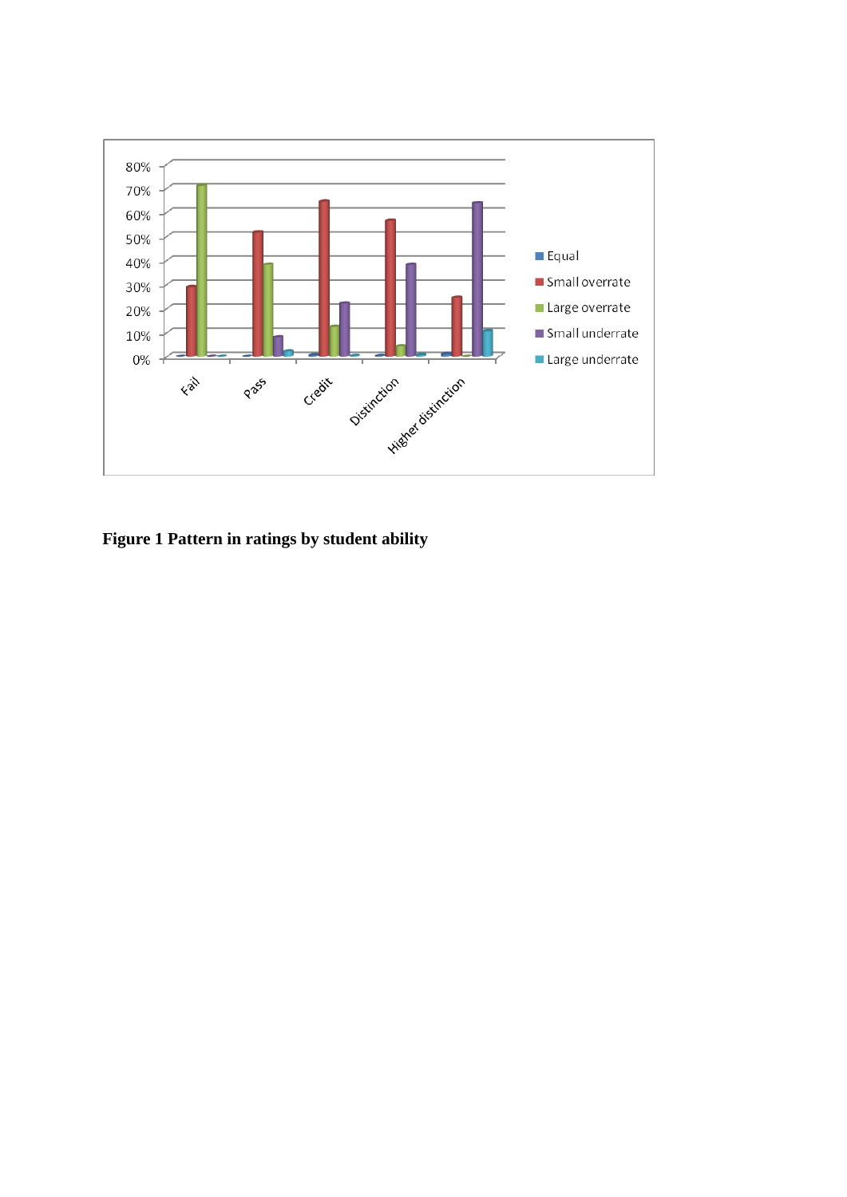80%
70%
60%
50%
40%
30%
20%
10%
0%

Fail
Pass
Credit
Distinction
Higher distinction

Equal
Small overrate
Large overrate
Small underrate
Large underrate

**Figure 1 Pattern in ratings by student ability**